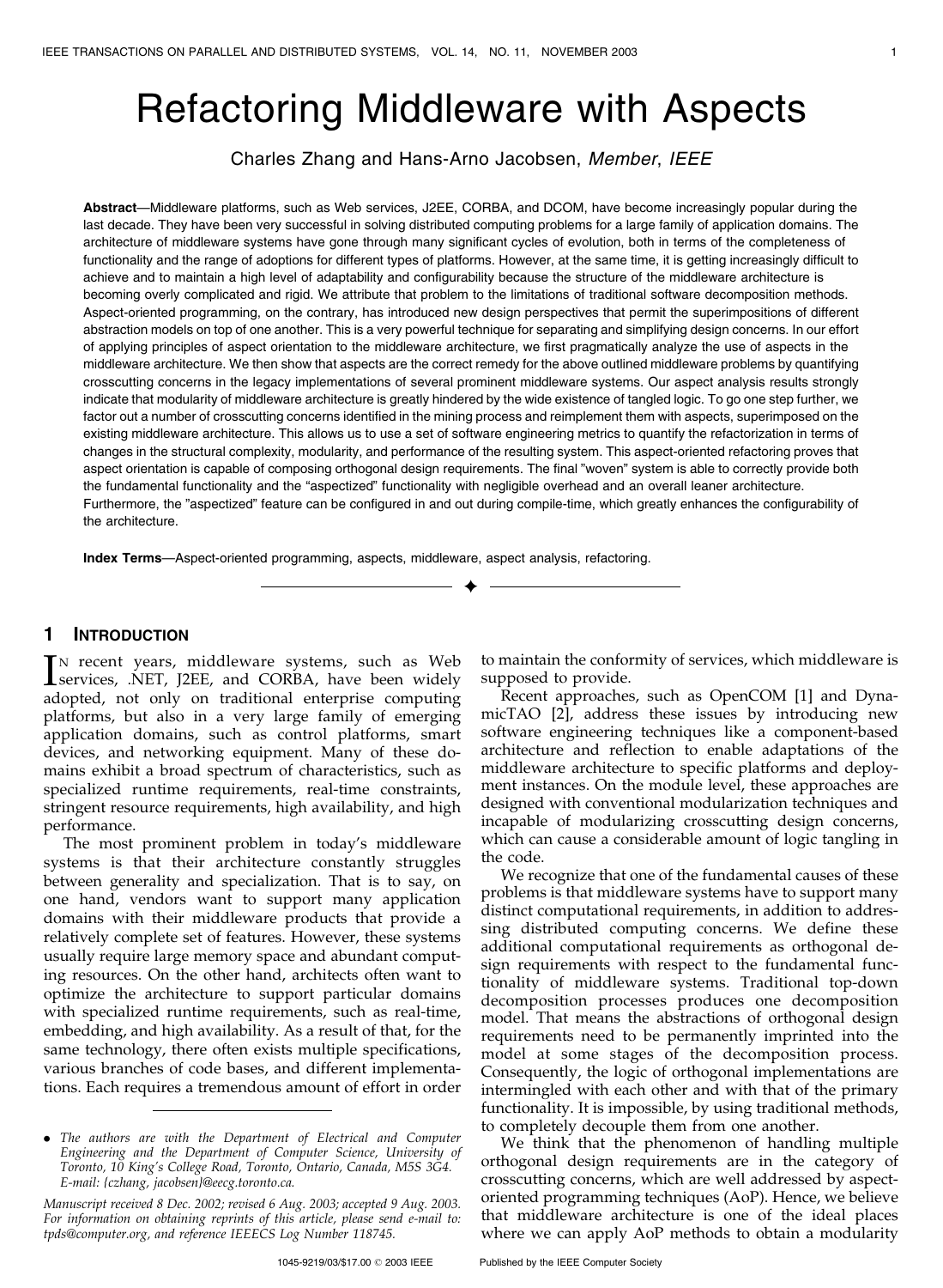# Refactoring Middleware with Aspects

Charles Zhang and Hans-Arno Jacobsen, *Member*, *IEEE*

**Abstract**—Middleware platforms, such as Web services, J2EE, CORBA, and DCOM, have become increasingly popular during the last decade. They have been very successful in solving distributed computing problems for a large family of application domains. The architecture of middleware systems have gone through many significant cycles of evolution, both in terms of the completeness of functionality and the range of adoptions for different types of platforms. However, at the same time, it is getting increasingly difficult to achieve and to maintain a high level of adaptability and configurability because the structure of the middleware architecture is becoming overly complicated and rigid. We attribute that problem to the limitations of traditional software decomposition methods. Aspect-oriented programming, on the contrary, has introduced new design perspectives that permit the superimpositions of different abstraction models on top of one another. This is a very powerful technique for separating and simplifying design concerns. In our effort of applying principles of aspect orientation to the middleware architecture, we first pragmatically analyze the use of aspects in the middleware architecture. We then show that aspects are the correct remedy for the above outlined middleware problems by quantifying crosscutting concerns in the legacy implementations of several prominent middleware systems. Our aspect analysis results strongly indicate that modularity of middleware architecture is greatly hindered by the wide existence of tangled logic. To go one step further, we factor out a number of crosscutting concerns identified in the mining process and reimplement them with aspects, superimposed on the existing middleware architecture. This allows us to use a set of software engineering metrics to quantify the refactorization in terms of changes in the structural complexity, modularity, and performance of the resulting system. This aspect-oriented refactoring proves that aspect orientation is capable of composing orthogonal design requirements. The final "woven" system is able to correctly provide both the fundamental functionality and the "aspectized" functionality with negligible overhead and an overall leaner architecture. Furthermore, the "aspectized" feature can be configured in and out during compile-time, which greatly enhances the configurability of the architecture.

**Index Terms**—Aspect-oriented programming, aspects, middleware, aspect analysis, refactoring.

## 1 Introduction

In recent years, middleware systems, such as Web services, .NET, J2EE, and CORBA, have been widely adopted, not only on traditional enterprise computing platforms, but also in a very large family of emerging application domains, such as control platforms, smart devices, and networking equipment. Many of these domains exhibit a broad spectrum of characteristics, such as specialized runtime requirements, real-time constraints, stringent resource requirements, high availability, and high performance.

The most prominent problem in today's middleware systems is that their architecture constantly struggles between generality and specialization. That is to say, on one hand, vendors want to support many application domains with their middleware products that provide a relatively complete set of features. However, these systems usually require large memory space and abundant computing resources. On the other hand, architects often want to optimize the architecture to support particular domains with specialized runtime requirements, such as real-time, embedding, and high availability. As a result of that, for the same technology, there often exists multiple specifications, various branches of code bases, and different implementations. Each requires a tremendous amount of effort in order to maintain the conformity of services, which middleware is supposed to provide.

Recent approaches, such as OpenCOM [1] and DynamicTAO [2], address these issues by introducing new software engineering techniques like a component-based architecture and reflection to enable adaptations of the middleware architecture to specific platforms and deployment instances. On the module level, these approaches are designed with conventional modularization techniques and incapable of modularizing crosscutting design concerns, which can cause a considerable amount of logic tangling in the code.

We recognize that one of the fundamental causes of these problems is that middleware systems have to support many distinct computational requirements, in addition to addressing distributed computing concerns. We define these additional computational requirements as orthogonal design requirements with respect to the fundamental functionality of middleware systems. Traditional top-down decomposition processes produces one decomposition model. That means the abstractions of orthogonal design requirements need to be permanently imprinted into the model at some stages of the decomposition process. Consequently, the logic of orthogonal implementations are intermingled with each other and with that of the primary functionality. It is impossible, by using traditional methods, to completely decouple them from one another.

We think that the phenomenon of handling multiple orthogonal design requirements are in the category of crosscutting concerns, which are well addressed by aspect-oriented programming techniques (AoP). Hence, we believe that middleware architecture is one of the ideal places where we can apply AoP methods to obtain a modularity

- *The authors are with the Department of Electrical and Computer Engineering and the Department of Computer Science, University of Toronto, 10 King's College Road, Toronto, Ontario, Canada, M5S 3G4. E-mail: {czhang, jacobsen}@eecg.toronto.ca.*

*Manuscript received 8 Dec. 2002; revised 6 Aug. 2003; accepted 9 Aug. 2003. For information on obtaining reprints of this article, please send e-mail to: tpds@computer.org, and reference IEEECS Log Number 118745.*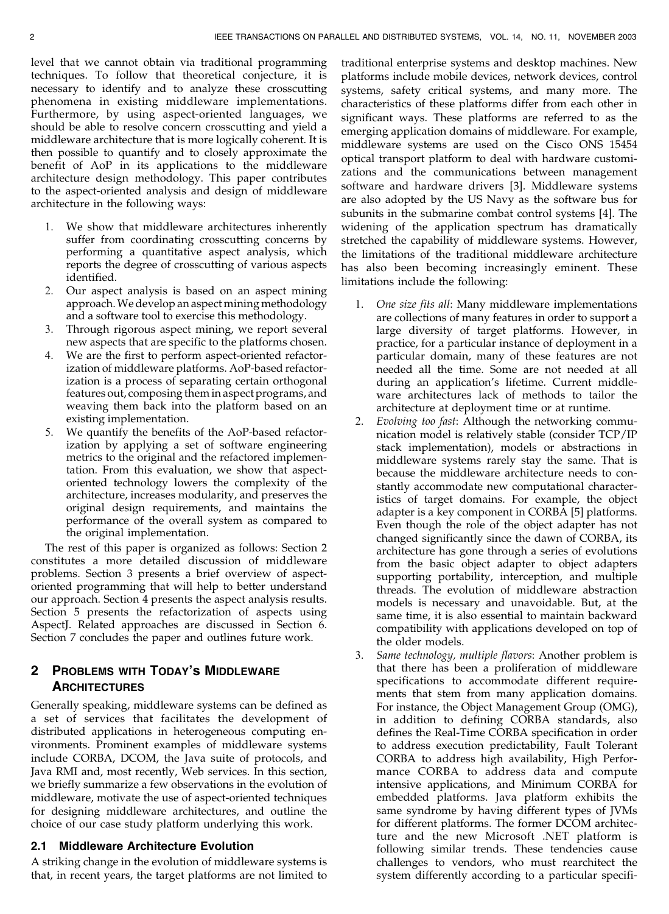level that we cannot obtain via traditional programming techniques. To follow that theoretical conjecture, it is necessary to identify and to analyze these crosscutting phenomena in existing middleware implementations. Furthermore, by using aspect-oriented languages, we should be able to resolve concern crosscutting and yield a middleware architecture that is more logically coherent. It is then possible to quantify and to closely approximate the benefit of AoP in its applications to the middleware architecture design methodology. This paper contributes to the aspect-oriented analysis and design of middleware architecture in the following ways:

1. We show that middleware architectures inherently suffer from coordinating crosscutting concerns by performing a quantitative aspect analysis, which reports the degree of crosscutting of various aspects identified.
2. Our aspect analysis is based on an aspect mining approach. We develop an aspect mining methodology and a software tool to exercise this methodology.
3. Through rigorous aspect mining, we report several new aspects that are specific to the platforms chosen.
4. We are the first to perform aspect-oriented refactorization of middleware platforms. AoP-based refactorization is a process of separating certain orthogonal features out, composing them in aspect programs, and weaving them back into the platform based on an existing implementation.
5. We quantify the benefits of the AoP-based refactorization by applying a set of software engineering metrics to the original and the refactored implementation. From this evaluation, we show that aspect-oriented technology lowers the complexity of the architecture, increases modularity, and preserves the original design requirements, and maintains the performance of the overall system as compared to the original implementation.

The rest of this paper is organized as follows: Section 2 constitutes a more detailed discussion of middleware problems. Section 3 presents a brief overview of aspect-oriented programming that will help to better understand our approach. Section 4 presents the aspect analysis results. Section 5 presents the refactorization of aspects using AspectJ. Related approaches are discussed in Section 6. Section 7 concludes the paper and outlines future work.

## 2 Problems with Today's Middleware Architectures

Generally speaking, middleware systems can be defined as a set of services that facilitates the development of distributed applications in heterogeneous computing environments. Prominent examples of middleware systems include CORBA, DCOM, the Java suite of protocols, and Java RMI and, most recently, Web services. In this section, we briefly summarize a few observations in the evolution of middleware, motivate the use of aspect-oriented techniques for designing middleware architectures, and outline the choice of our case study platform underlying this work.

### 2.1 Middleware Architecture Evolution

A striking change in the evolution of middleware systems is that, in recent years, the target platforms are not limited to traditional enterprise systems and desktop machines. New platforms include mobile devices, network devices, control systems, safety critical systems, and many more. The characteristics of these platforms differ from each other in significant ways. These platforms are referred to as the emerging application domains of middleware. For example, middleware systems are used on the Cisco ONS 15454 optical transport platform to deal with hardware customizations and the communications between management software and hardware drivers [3]. Middleware systems are also adopted by the US Navy as the software bus for subunits in the submarine combat control systems [4]. The widening of the application spectrum has dramatically stretched the capability of middleware systems. However, the limitations of the traditional middleware architecture has also been becoming increasingly eminent. These limitations include the following:

1. *One size fits all*: Many middleware implementations are collections of many features in order to support a large diversity of target platforms. However, in practice, for a particular instance of deployment in a particular domain, many of these features are not needed all the time. Some are not needed at all during an application's lifetime. Current middleware architectures lack of methods to tailor the architecture at deployment time or at runtime.
2. *Evolving too fast*: Although the networking communication model is relatively stable (consider TCP/IP stack implementation), models or abstractions in middleware systems rarely stay the same. That is because the middleware architecture needs to constantly accommodate new computational characteristics of target domains. For example, the object adapter is a key component in CORBA [5] platforms. Even though the role of the object adapter has not changed significantly since the dawn of CORBA, its architecture has gone through a series of evolutions from the basic object adapter to object adapters supporting portability, interception, and multiple threads. The evolution of middleware abstraction models is necessary and unavoidable. But, at the same time, it is also essential to maintain backward compatibility with applications developed on top of the older models.
3. *Same technology, multiple flavors*: Another problem is that there has been a proliferation of middleware specifications to accommodate different requirements that stem from many application domains. For instance, the Object Management Group (OMG), in addition to defining CORBA standards, also defines the Real-Time CORBA specification in order to address execution predictability, Fault Tolerant CORBA to address high availability, High Performance CORBA to address data and compute intensive applications, and Minimum CORBA for embedded platforms. Java platform exhibits the same syndrome by having different types of JVMs for different platforms. The former DCOM architecture and the new Microsoft .NET platform is following similar trends. These tendencies cause challenges to vendors, who must rearchitect the system differently according to a particular specifi-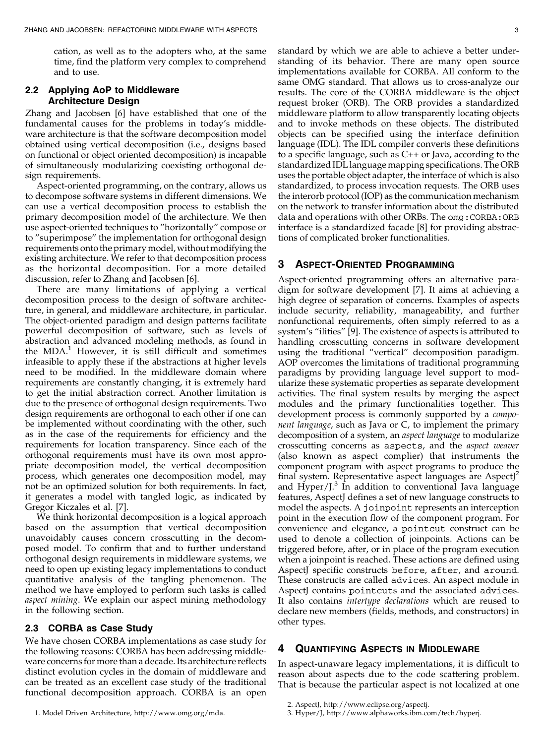cation, as well as to the adopters who, at the same time, find the platform very complex to comprehend and to use.

### 2.2 Applying AoP to Middleware Architecture Design

Zhang and Jacobsen [6] have established that one of the fundamental causes for the problems in today's middleware architecture is that the software decomposition model obtained using vertical decomposition (i.e., designs based on functional or object oriented decomposition) is incapable of simultaneously modularizing coexisting orthogonal design requirements.

Aspect-oriented programming, on the contrary, allows us to decompose software systems in different dimensions. We can use a vertical decomposition process to establish the primary decomposition model of the architecture. We then use aspect-oriented techniques to "horizontally" compose or to "superimpose" the implementation for orthogonal design requirements onto the primary model, without modifying the existing architecture. We refer to that decomposition process as the horizontal decomposition. For a more detailed discussion, refer to Zhang and Jacobsen [6].

There are many limitations of applying a vertical decomposition process to the design of software architecture, in general, and middleware architecture, in particular. The object-oriented paradigm and design patterns facilitate powerful decomposition of software, such as levels of abstraction and advanced modeling methods, as found in the MDA.[1] However, it is still difficult and sometimes infeasible to apply these if the abstractions at higher levels need to be modified. In the middleware domain where requirements are constantly changing, it is extremely hard to get the initial abstraction correct. Another limitation is due to the presence of orthogonal design requirements. Two design requirements are orthogonal to each other if one can be implemented without coordinating with the other, such as in the case of the requirements for efficiency and the requirements for location transparency. Since each of the orthogonal requirements must have its own most appropriate decomposition model, the vertical decomposition process, which generates one decomposition model, may not be an optimized solution for both requirements. In fact, it generates a model with tangled logic, as indicated by Gregor Kiczales et al. [7].

We think horizontal decomposition is a logical approach based on the assumption that vertical decomposition unavoidably causes concern crosscutting in the decomposed model. To confirm that and to further understand orthogonal design requirements in middleware systems, we need to open up existing legacy implementations to conduct quantitative analysis of the tangling phenomenon. The method we have employed to perform such tasks is called *aspect mining*. We explain our aspect mining methodology in the following section.

### 2.3 CORBA as Case Study

We have chosen CORBA implementations as case study for the following reasons: CORBA has been addressing middleware concerns for more than a decade. Its architecture reflects distinct evolution cycles in the domain of middleware and can be treated as an excellent case study of the traditional functional decomposition approach. CORBA is an open standard by which we are able to achieve a better understanding of its behavior. There are many open source implementations available for CORBA. All conform to the same OMG standard. That allows us to cross-analyze our results. The core of the CORBA middleware is the object request broker (ORB). The ORB provides a standardized middleware platform to allow transparently locating objects and to invoke methods on these objects. The distributed objects can be specified using the interface definition language (IDL). The IDL compiler converts these definitions to a specific language, such as C++ or Java, according to the standardized IDL language mapping specifications. The ORB uses the portable object adapter, the interface of which is also standardized, to process invocation requests. The ORB uses the interorb protocol (IOP) as the communication mechanism on the network to transfer information about the distributed data and operations with other ORBs. The `omg:CORBA:ORB` interface is a standardized facade [8] for providing abstractions of complicated broker functionalities.

## 3 Aspect-Oriented Programming

Aspect-oriented programming offers an alternative paradigm for software development [7]. It aims at achieving a high degree of separation of concerns. Examples of aspects include security, reliability, manageability, and further nonfunctional requirements, often simply referred to as a system's "ilities" [9]. The existence of aspects is attributed to handling crosscutting concerns in software development using the traditional "vertical" decomposition paradigm. AOP overcomes the limitations of traditional programming paradigms by providing language level support to modularize these systematic properties as separate development activities. The final system results by merging the aspect modules and the primary functionalities together. This development process is commonly supported by a *component language*, such as Java or C, to implement the primary decomposition of a system, an *aspect language* to modularize crosscutting concerns as `aspects`, and the *aspect weaver* (also known as aspect complier) that instruments the component program with aspect programs to produce the final system. Representative aspect languages are AspectJ[2] and Hyper/J.[3] In addition to conventional Java language features, AspectJ defines a set of new language constructs to model the aspects. A `joinpoint` represents an interception point in the execution flow of the component program. For convenience and elegance, a `pointcut` construct can be used to denote a collection of joinpoints. Actions can be triggered before, after, or in place of the program execution when a joinpoint is reached. These actions are defined using AspectJ specific constructs `before`, `after`, and `around`. These constructs are called `advices`. An aspect module in AspectJ contains `pointcuts` and the associated `advices`. It also contains *intertype declarations* which are reused to declare new members (fields, methods, and constructors) in other types.

## 4 Quantifying Aspects in Middleware

In aspect-unaware legacy implementations, it is difficult to reason about aspects due to the code scattering problem. That is because the particular aspect is not localized at one

1. Model Driven Architecture, http://www.omg.org/mda.

2. AspectJ, http://www.eclipse.org/aspectj.

3. Hyper/J, http://www.alphaworks.ibm.com/tech/hyperj.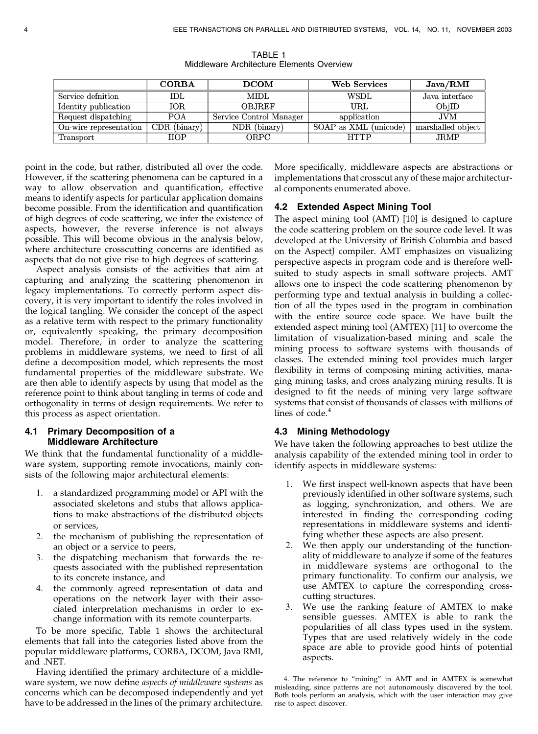TABLE 1
Middleware Architecture Elements Overview

| | CORBA | DCOM | Web Services | Java/RMI |
|---|---|---|---|---|
| Service defnition | IDL | MIDL | WSDL | Java interface |
| Identity publication | IOR | OBJREF | URL | ObjID |
| Request dispatching | POA | Service Control Manager | application | JVM |
| On-wire representation | CDR (binary) | NDR (binary) | SOAP as XML (unicode) | marshalled object |
| Transport | IIOP | ORPC | HTTP | JRMP |

point in the code, but rather, distributed all over the code. However, if the scattering phenomena can be captured in a way to allow observation and quantification, effective means to identify aspects for particular application domains become possible. From the identification and quantification of high degrees of code scattering, we infer the existence of aspects, however, the reverse inference is not always possible. This will become obvious in the analysis below, where architecture crosscutting concerns are identified as aspects that do not give rise to high degrees of scattering.

Aspect analysis consists of the activities that aim at capturing and analyzing the scattering phenomenon in legacy implementations. To correctly perform aspect discovery, it is very important to identify the roles involved in the logical tangling. We consider the concept of the aspect as a relative term with respect to the primary functionality or, equivalently speaking, the primary decomposition model. Therefore, in order to analyze the scattering problems in middleware systems, we need to first of all define a decomposition model, which represents the most fundamental properties of the middleware substrate. We are then able to identify aspects by using that model as the reference point to think about tangling in terms of code and orthogonality in terms of design requirements. We refer to this process as aspect orientation.

### 4.1 Primary Decomposition of a Middleware Architecture

We think that the fundamental functionality of a middleware system, supporting remote invocations, mainly consists of the following major architectural elements:

1. a standardized programming model or API with the associated skeletons and stubs that allows applications to make abstractions of the distributed objects or services,
2. the mechanism of publishing the representation of an object or a service to peers,
3. the dispatching mechanism that forwards the requests associated with the published representation to its concrete instance, and
4. the commonly agreed representation of data and operations on the network layer with their associated interpretation mechanisms in order to exchange information with its remote counterparts.

To be more specific, Table 1 shows the architectural elements that fall into the categories listed above from the popular middleware platforms, CORBA, DCOM, Java RMI, and .NET.

Having identified the primary architecture of a middleware system, we now define *aspects of middleware systems* as concerns which can be decomposed independently and yet have to be addressed in the lines of the primary architecture. More specifically, middleware aspects are abstractions or implementations that crosscut any of these major architectural components enumerated above.

### 4.2 Extended Aspect Mining Tool

The aspect mining tool (AMT) [10] is designed to capture the code scattering problem on the source code level. It was developed at the University of British Columbia and based on the AspectJ compiler. AMT emphasizes on visualizing perspective aspects in program code and is therefore well-suited to study aspects in small software projects. AMT allows one to inspect the code scattering phenomenon by performing type and textual analysis in building a collection of all the types used in the program in combination with the entire source code space. We have built the extended aspect mining tool (AMTEX) [11] to overcome the limitation of visualization-based mining and scale the mining process to software systems with thousands of classes. The extended mining tool provides much larger flexibility in terms of composing mining activities, managing mining tasks, and cross analyzing mining results. It is designed to fit the needs of mining very large software systems that consist of thousands of classes with millions of lines of code.[4]

### 4.3 Mining Methodology

We have taken the following approaches to best utilize the analysis capability of the extended mining tool in order to identify aspects in middleware systems:

1. We first inspect well-known aspects that have been previously identified in other software systems, such as logging, synchronization, and others. We are interested in finding the corresponding coding representations in middleware systems and identifying whether these aspects are also present.
2. We then apply our understanding of the functionality of middleware to analyze if some of the features in middleware systems are orthogonal to the primary functionality. To confirm our analysis, we use AMTEX to capture the corresponding crosscutting structures.
3. We use the ranking feature of AMTEX to make sensible guesses. AMTEX is able to rank the popularities of all class types used in the system. Types that are used relatively widely in the code space are able to provide good hints of potential aspects.

4. The reference to "mining" in AMT and in AMTEX is somewhat misleading, since patterns are not autonomously discovered by the tool. Both tools perform an analysis, which with the user interaction may give rise to aspect discover.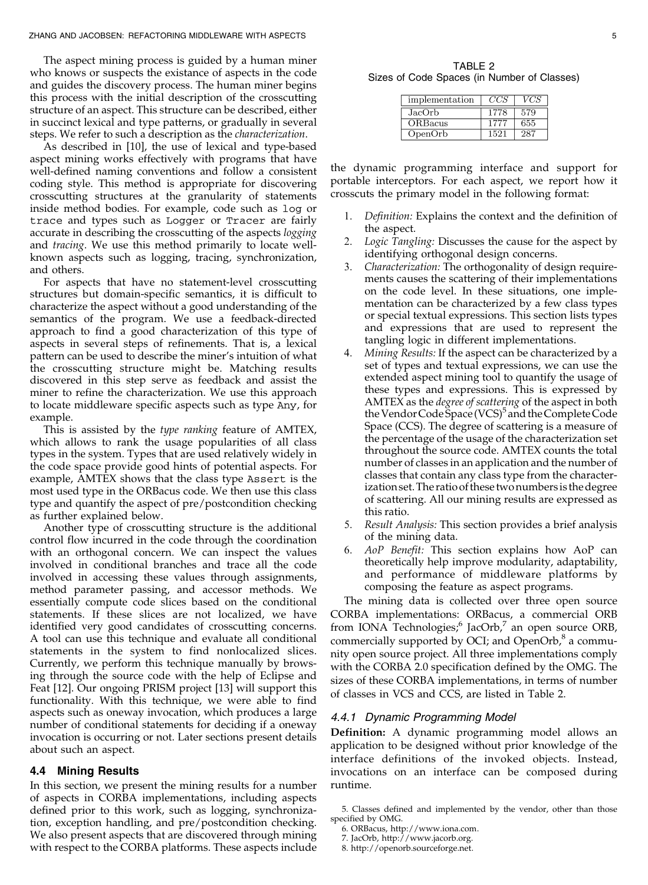The aspect mining process is guided by a human miner who knows or suspects the existance of aspects in the code and guides the discovery process. The human miner begins this process with the initial description of the crosscutting structure of an aspect. This structure can be described, either in succinct lexical and type patterns, or gradually in several steps. We refer to such a description as the *characterization*.

As described in [10], the use of lexical and type-based aspect mining works effectively with programs that have well-defined naming conventions and follow a consistent coding style. This method is appropriate for discovering crosscutting structures at the granularity of statements inside method bodies. For example, code such as `log` or `trace` and types such as `Logger` or `Tracer` are fairly accurate in describing the crosscutting of the aspects *logging* and *tracing*. We use this method primarily to locate well-known aspects such as logging, tracing, synchronization, and others.

For aspects that have no statement-level crosscutting structures but domain-specific semantics, it is difficult to characterize the aspect without a good understanding of the semantics of the program. We use a feedback-directed approach to find a good characterization of this type of aspects in several steps of refinements. That is, a lexical pattern can be used to describe the miner's intuition of what the crosscutting structure might be. Matching results discovered in this step serve as feedback and assist the miner to refine the characterization. We use this approach to locate middleware specific aspects such as type `Any`, for example.

This is assisted by the *type ranking* feature of AMTEX, which allows to rank the usage popularities of all class types in the system. Types that are used relatively widely in the code space provide good hints of potential aspects. For example, AMTEX shows that the class type `Assert` is the most used type in the ORBacus code. We then use this class type and quantify the aspect of pre/postcondition checking as further explained below.

Another type of crosscutting structure is the additional control flow incurred in the code through the coordination with an orthogonal concern. We can inspect the values involved in conditional branches and trace all the code involved in accessing these values through assignments, method parameter passing, and accessor methods. We essentially compute code slices based on the conditional statements. If these slices are not localized, we have identified very good candidates of crosscutting concerns. A tool can use this technique and evaluate all conditional statements in the system to find nonlocalized slices. Currently, we perform this technique manually by browsing through the source code with the help of Eclipse and Feat [12]. Our ongoing PRISM project [13] will support this functionality. With this technique, we were able to find aspects such as oneway invocation, which produces a large number of conditional statements for deciding if a oneway invocation is occurring or not. Later sections present details about such an aspect.

### 4.4 Mining Results

In this section, we present the mining results for a number of aspects in CORBA implementations, including aspects defined prior to this work, such as logging, synchronization, exception handling, and pre/postcondition checking. We also present aspects that are discovered through mining with respect to the CORBA platforms. These aspects include the dynamic programming interface and support for portable interceptors. For each aspect, we report how it crosscuts the primary model in the following format:

1. *Definition:* Explains the context and the definition of the aspect.
2. *Logic Tangling:* Discusses the cause for the aspect by identifying orthogonal design concerns.
3. *Characterization:* The orthogonality of design requirements causes the scattering of their implementations on the code level. In these situations, one implementation can be characterized by a few class types or special textual expressions. This section lists types and expressions that are used to represent the tangling logic in different implementations.
4. *Mining Results:* If the aspect can be characterized by a set of types and textual expressions, we can use the extended aspect mining tool to quantify the usage of these types and expressions. This is expressed by AMTEX as the *degree of scattering* of the aspect in both the Vendor Code Space (VCS)[5] and the Complete Code Space (CCS). The degree of scattering is a measure of the percentage of the usage of the characterization set throughout the source code. AMTEX counts the total number of classes in an application and the number of classes that contain any class type from the characterization set. The ratio of these two numbers is the degree of scattering. All our mining results are expressed as this ratio.
5. *Result Analysis:* This section provides a brief analysis of the mining data.
6. *AoP Benefit:* This section explains how AoP can theoretically help improve modularity, adaptability, and performance of middleware platforms by composing the feature as aspect programs.

The mining data is collected over three open source CORBA implementations: ORBacus, a commercial ORB from IONA Technologies;[6] JacOrb,[7] an open source ORB, commercially supported by OCI; and OpenOrb,[8] a community open source project. All three implementations comply with the CORBA 2.0 specification defined by the OMG. The sizes of these CORBA implementations, in terms of number of classes in VCS and CCS, are listed in Table 2.

TABLE 2
Sizes of Code Spaces (in Number of Classes)

| implementation | *CCS* | *VCS* |
|---|---|---|
| JacOrb | 1778 | 579 |
| ORBacus | 1777 | 655 |
| OpenOrb | 1521 | 287 |

#### 4.4.1 Dynamic Programming Model

**Definition:** A dynamic programming model allows an application to be designed without prior knowledge of the interface definitions of the invoked objects. Instead, invocations on an interface can be composed during runtime.

5. Classes defined and implemented by the vendor, other than those specified by OMG.
6. ORBacus, http://www.iona.com.
7. JacOrb, http://www.jacorb.org.
8. http://openorb.sourceforge.net.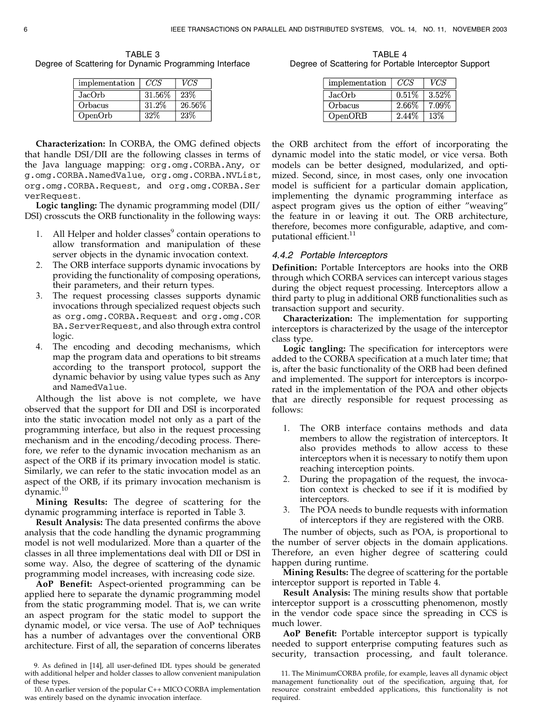TABLE 3
Degree of Scattering for Dynamic Programming Interface

| implementation | *CCS* | *VCS* |
|---|---|---|
| JacOrb | 31.56% | 23% |
| Orbacus | 31.2% | 26.56% |
| OpenOrb | 32% | 23% |

**Characterization:** In CORBA, the OMG defined objects that handle DSI/DII are the following classes in terms of the Java language mapping: `org.omg.CORBA.Any`, `org.omg.CORBA.NamedValue`, `org.omg.CORBA.NVList`, `org.omg.CORBA.Request`, and `org.omg.CORBA.ServerRequest`.

**Logic tangling:** The dynamic programming model (DII/DSI) crosscuts the ORB functionality in the following ways:

1. All Helper and holder classes[9] contain operations to allow transformation and manipulation of these server objects in the dynamic invocation context.
2. The ORB interface supports dynamic invocations by providing the functionality of composing operations, their parameters, and their return types.
3. The request processing classes supports dynamic invocations through specialized request objects such as `org.omg.CORBA.Request` and `org.omg.CORBA.ServerRequest`, and also through extra control logic.
4. The encoding and decoding mechanisms, which map the program data and operations to bit streams according to the transport protocol, support the dynamic behavior by using value types such as `Any` and `NamedValue`.

Although the list above is not complete, we have observed that the support for DII and DSI is incorporated into the static invocation model not only as a part of the programming interface, but also in the request processing mechanism and in the encoding/decoding process. Therefore, we refer to the dynamic invocation mechanism as an aspect of the ORB if its primary invocation model is static. Similarly, we can refer to the static invocation model as an aspect of the ORB, if its primary invocation mechanism is dynamic.[10]

**Mining Results:** The degree of scattering for the dynamic programming interface is reported in Table 3.

**Result Analysis:** The data presented confirms the above analysis that the code handling the dynamic programming model is not well modularized. More than a quarter of the classes in all three implementations deal with DII or DSI in some way. Also, the degree of scattering of the dynamic programming model increases, with increasing code size.

**AoP Benefit:** Aspect-oriented programming can be applied here to separate the dynamic programming model from the static programming model. That is, we can write an aspect program for the static model to support the dynamic model, or vice versa. The use of AoP techniques has a number of advantages over the conventional ORB architecture. First of all, the separation of concerns liberates the ORB architect from the effort of incorporating the dynamic model into the static model, or vice versa. Both models can be better designed, modularized, and optimized. Second, since, in most cases, only one invocation model is sufficient for a particular domain application, implementing the dynamic programming interface as aspect program gives us the option of either "weaving" the feature in or leaving it out. The ORB architecture, therefore, becomes more configurable, adaptive, and computational efficient.[11]

TABLE 4
Degree of Scattering for Portable Interceptor Support

| implementation | *CCS* | *VCS* |
|---|---|---|
| JacOrb | 0.51% | 3.52% |
| Orbacus | 2.66% | 7.09% |
| OpenORB | 2.44% | 13% |

#### 4.4.2 Portable Interceptors

**Definition:** Portable Interceptors are hooks into the ORB through which CORBA services can intercept various stages during the object request processing. Interceptors allow a third party to plug in additional ORB functionalities such as transaction support and security.

**Characterization:** The implementation for supporting interceptors is characterized by the usage of the interceptor class type.

**Logic tangling:** The specification for interceptors were added to the CORBA specification at a much later time; that is, after the basic functionality of the ORB had been defined and implemented. The support for interceptors is incorporated in the implementation of the POA and other objects that are directly responsible for request processing as follows:

1. The ORB interface contains methods and data members to allow the registration of interceptors. It also provides methods to allow access to these interceptors when it is necessary to notify them upon reaching interception points.
2. During the propagation of the request, the invocation context is checked to see if it is modified by interceptors.
3. The POA needs to bundle requests with information of interceptors if they are registered with the ORB.

The number of objects, such as POA, is proportional to the number of server objects in the domain applications. Therefore, an even higher degree of scattering could happen during runtime.

**Mining Results:** The degree of scattering for the portable interceptor support is reported in Table 4.

**Result Analysis:** The mining results show that portable interceptor support is a crosscutting phenomenon, mostly in the vendor code space since the spreading in CCS is much lower.

**AoP Benefit:** Portable interceptor support is typically needed to support enterprise computing features such as security, transaction processing, and fault tolerance.

9. As defined in [14], all user-defined IDL types should be generated with additional helper and holder classes to allow convenient manipulation of these types.

10. An earlier version of the popular C++ MICO CORBA implementation was entirely based on the dynamic invocation interface.

11. The MinimumCORBA profile, for example, leaves all dynamic object management functionality out of the specification, arguing that, for resource constraint embedded applications, this functionality is not required.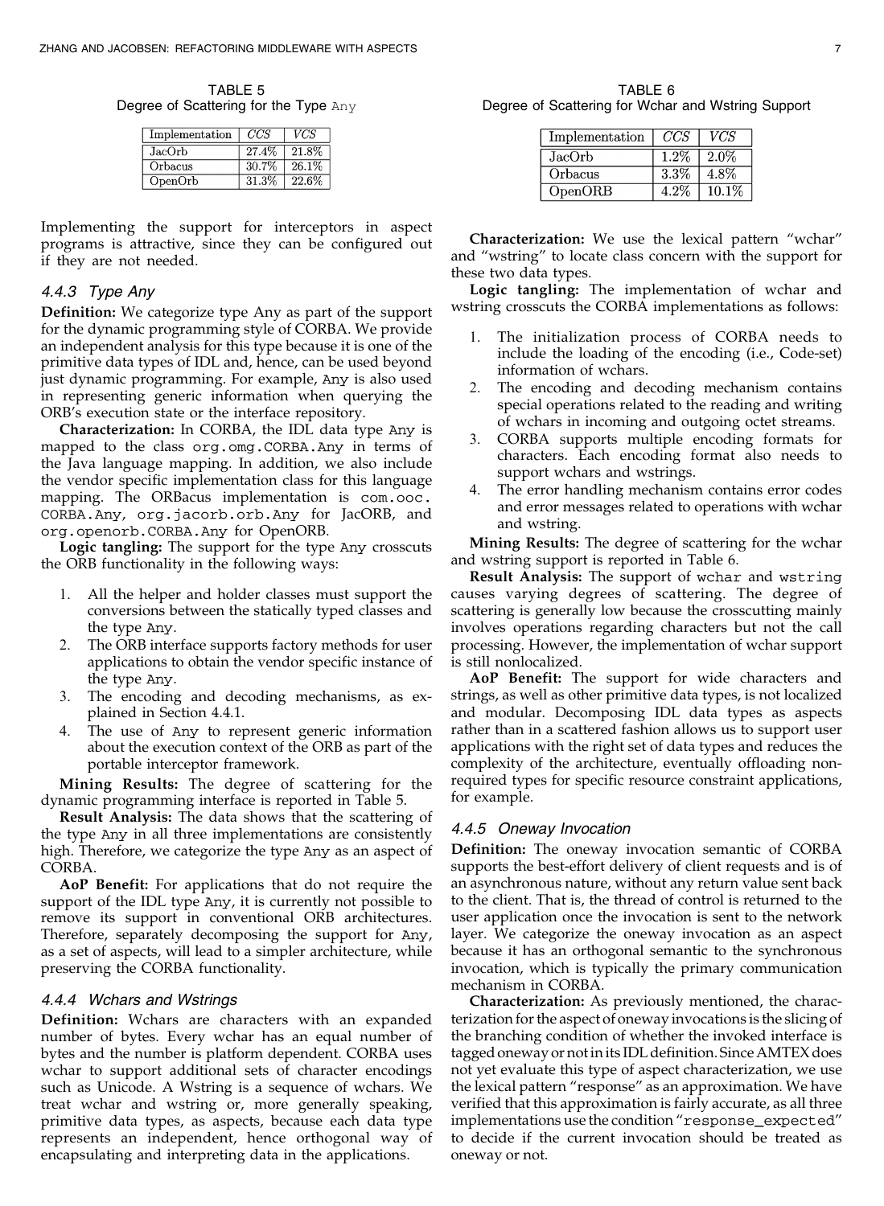TABLE 5
Degree of Scattering for the Type Any

| Implementation | *CCS* | *VCS* |
|---|---|---|
| JacOrb | 27.4% | 21.8% |
| Orbacus | 30.7% | 26.1% |
| OpenOrb | 31.3% | 22.6% |

Implementing the support for interceptors in aspect programs is attractive, since they can be configured out if they are not needed.

#### 4.4.3 Type Any

**Definition:** We categorize type Any as part of the support for the dynamic programming style of CORBA. We provide an independent analysis for this type because it is one of the primitive data types of IDL and, hence, can be used beyond just dynamic programming. For example, Any is also used in representing generic information when querying the ORB's execution state or the interface repository.

**Characterization:** In CORBA, the IDL data type Any is mapped to the class org.omg.CORBA.Any in terms of the Java language mapping. In addition, we also include the vendor specific implementation class for this language mapping. The ORBacus implementation is com.ooc.CORBA.Any, org.jacorb.orb.Any for JacORB, and org.openorb.CORBA.Any for OpenORB.

**Logic tangling:** The support for the type Any crosscuts the ORB functionality in the following ways:

1. All the helper and holder classes must support the conversions between the statically typed classes and the type Any.
2. The ORB interface supports factory methods for user applications to obtain the vendor specific instance of the type Any.
3. The encoding and decoding mechanisms, as explained in Section 4.4.1.
4. The use of Any to represent generic information about the execution context of the ORB as part of the portable interceptor framework.

**Mining Results:** The degree of scattering for the dynamic programming interface is reported in Table 5.

**Result Analysis:** The data shows that the scattering of the type Any in all three implementations are consistently high. Therefore, we categorize the type Any as an aspect of CORBA.

**AoP Benefit:** For applications that do not require the support of the IDL type Any, it is currently not possible to remove its support in conventional ORB architectures. Therefore, separately decomposing the support for Any, as a set of aspects, will lead to a simpler architecture, while preserving the CORBA functionality.

#### 4.4.4 Wchars and Wstrings

**Definition:** Wchars are characters with an expanded number of bytes. Every wchar has an equal number of bytes and the number is platform dependent. CORBA uses wchar to support additional sets of character encodings such as Unicode. A Wstring is a sequence of wchars. We treat wchar and wstring or, more generally speaking, primitive data types, as aspects, because each data type represents an independent, hence orthogonal way of encapsulating and interpreting data in the applications.

TABLE 6
Degree of Scattering for Wchar and Wstring Support

| Implementation | *CCS* | *VCS* |
|---|---|---|
| JacOrb | 1.2% | 2.0% |
| Orbacus | 3.3% | 4.8% |
| OpenORB | 4.2% | 10.1% |

**Characterization:** We use the lexical pattern "wchar" and "wstring" to locate class concern with the support for these two data types.

**Logic tangling:** The implementation of wchar and wstring crosscuts the CORBA implementations as follows:

1. The initialization process of CORBA needs to include the loading of the encoding (i.e., Code-set) information of wchars.
2. The encoding and decoding mechanism contains special operations related to the reading and writing of wchars in incoming and outgoing octet streams.
3. CORBA supports multiple encoding formats for characters. Each encoding format also needs to support wchars and wstrings.
4. The error handling mechanism contains error codes and error messages related to operations with wchar and wstring.

**Mining Results:** The degree of scattering for the wchar and wstring support is reported in Table 6.

**Result Analysis:** The support of wchar and wstring causes varying degrees of scattering. The degree of scattering is generally low because the crosscutting mainly involves operations regarding characters but not the call processing. However, the implementation of wchar support is still nonlocalized.

**AoP Benefit:** The support for wide characters and strings, as well as other primitive data types, is not localized and modular. Decomposing IDL data types as aspects rather than in a scattered fashion allows us to support user applications with the right set of data types and reduces the complexity of the architecture, eventually offloading non-required types for specific resource constraint applications, for example.

#### 4.4.5 Oneway Invocation

**Definition:** The oneway invocation semantic of CORBA supports the best-effort delivery of client requests and is of an asynchronous nature, without any return value sent back to the client. That is, the thread of control is returned to the user application once the invocation is sent to the network layer. We categorize the oneway invocation as an aspect because it has an orthogonal semantic to the synchronous invocation, which is typically the primary communication mechanism in CORBA.

**Characterization:** As previously mentioned, the characterization for the aspect of oneway invocations is the slicing of the branching condition of whether the invoked interface is tagged oneway or not in its IDL definition. Since AMTEX does not yet evaluate this type of aspect characterization, we use the lexical pattern "response" as an approximation. We have verified that this approximation is fairly accurate, as all three implementations use the condition "response_expected" to decide if the current invocation should be treated as oneway or not.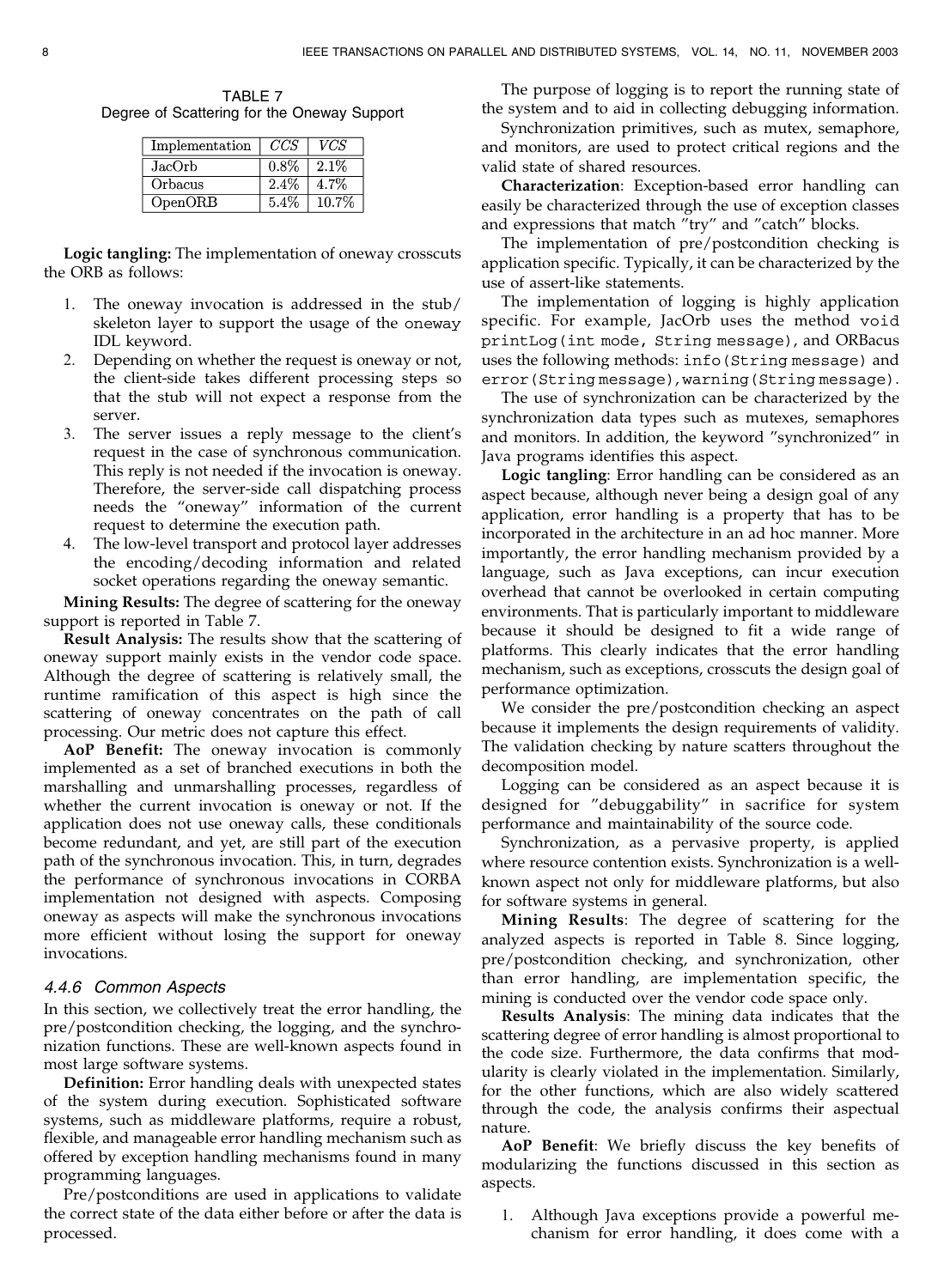TABLE 7
Degree of Scattering for the Oneway Support

| Implementation | $CCS$ | $VCS$ |
|---|---|---|
| JacOrb | 0.8% | 2.1% |
| Orbacus | 2.4% | 4.7% |
| OpenORB | 5.4% | 10.7% |

**Logic tangling:** The implementation of oneway crosscuts the ORB as follows:

1. The oneway invocation is addressed in the stub/skeleton layer to support the usage of the `oneway` IDL keyword.
2. Depending on whether the request is oneway or not, the client-side takes different processing steps so that the stub will not expect a response from the server.
3. The server issues a reply message to the client's request in the case of synchronous communication. This reply is not needed if the invocation is oneway. Therefore, the server-side call dispatching process needs the "oneway" information of the current request to determine the execution path.
4. The low-level transport and protocol layer addresses the encoding/decoding information and related socket operations regarding the oneway semantic.

**Mining Results:** The degree of scattering for the oneway support is reported in Table 7.

**Result Analysis:** The results show that the scattering of oneway support mainly exists in the vendor code space. Although the degree of scattering is relatively small, the runtime ramification of this aspect is high since the scattering of oneway concentrates on the path of call processing. Our metric does not capture this effect.

**AoP Benefit:** The oneway invocation is commonly implemented as a set of branched executions in both the marshalling and unmarshalling processes, regardless of whether the current invocation is oneway or not. If the application does not use oneway calls, these conditionals become redundant, and yet, are still part of the execution path of the synchronous invocation. This, in turn, degrades the performance of synchronous invocations in CORBA implementation not designed with aspects. Composing oneway as aspects will make the synchronous invocations more efficient without losing the support for oneway invocations.

#### 4.4.6 Common Aspects

In this section, we collectively treat the error handling, the pre/postcondition checking, the logging, and the synchronization functions. These are well-known aspects found in most large software systems.

**Definition:** Error handling deals with unexpected states of the system during execution. Sophisticated software systems, such as middleware platforms, require a robust, flexible, and manageable error handling mechanism such as offered by exception handling mechanisms found in many programming languages.

Pre/postconditions are used in applications to validate the correct state of the data either before or after the data is processed.

The purpose of logging is to report the running state of the system and to aid in collecting debugging information.

Synchronization primitives, such as mutex, semaphore, and monitors, are used to protect critical regions and the valid state of shared resources.

**Characterization**: Exception-based error handling can easily be characterized through the use of exception classes and expressions that match "try" and "catch" blocks.

The implementation of pre/postcondition checking is application specific. Typically, it can be characterized by the use of assert-like statements.

The implementation of logging is highly application specific. For example, JacOrb uses the method `void printLog(int mode, String message)`, and ORBacus uses the following methods: `info(String message)` and `error(String message)`, `warning(String message)`.

The use of synchronization can be characterized by the synchronization data types such as mutexes, semaphores and monitors. In addition, the keyword "synchronized" in Java programs identifies this aspect.

**Logic tangling**: Error handling can be considered as an aspect because, although never being a design goal of any application, error handling is a property that has to be incorporated in the architecture in an ad hoc manner. More importantly, the error handling mechanism provided by a language, such as Java exceptions, can incur execution overhead that cannot be overlooked in certain computing environments. That is particularly important to middleware because it should be designed to fit a wide range of platforms. This clearly indicates that the error handling mechanism, such as exceptions, crosscuts the design goal of performance optimization.

We consider the pre/postcondition checking an aspect because it implements the design requirements of validity. The validation checking by nature scatters throughout the decomposition model.

Logging can be considered as an aspect because it is designed for "debuggability" in sacrifice for system performance and maintainability of the source code.

Synchronization, as a pervasive property, is applied where resource contention exists. Synchronization is a well-known aspect not only for middleware platforms, but also for software systems in general.

**Mining Results**: The degree of scattering for the analyzed aspects is reported in Table 8. Since logging, pre/postcondition checking, and synchronization, other than error handling, are implementation specific, the mining is conducted over the vendor code space only.

**Results Analysis**: The mining data indicates that the scattering degree of error handling is almost proportional to the code size. Furthermore, the data confirms that modularity is clearly violated in the implementation. Similarly, for the other functions, which are also widely scattered through the code, the analysis confirms their aspectual nature.

**AoP Benefit**: We briefly discuss the key benefits of modularizing the functions discussed in this section as aspects.

1. Although Java exceptions provide a powerful mechanism for error handling, it does come with a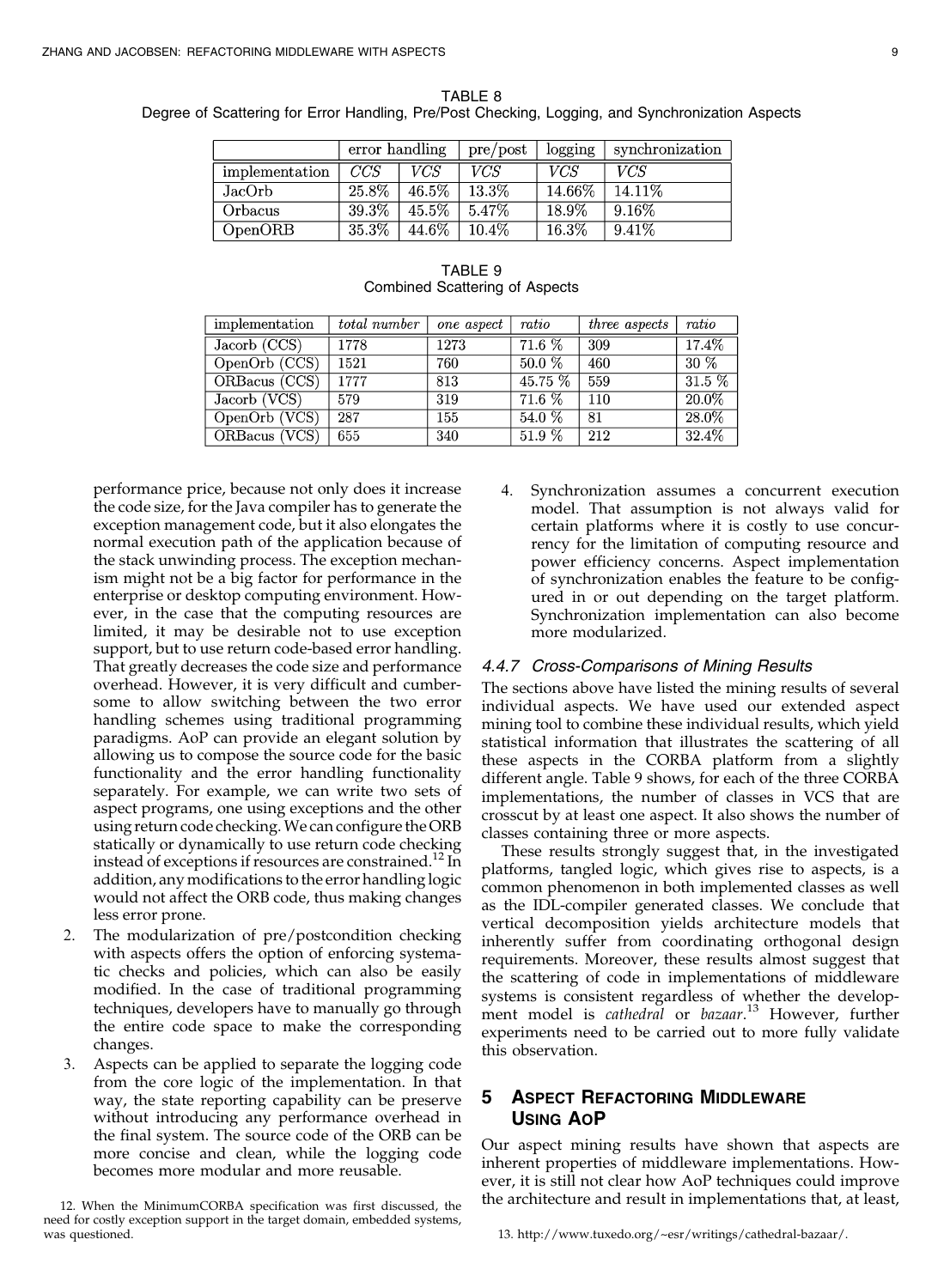TABLE 8
Degree of Scattering for Error Handling, Pre/Post Checking, Logging, and Synchronization Aspects

| | error handling | | pre/post | logging | synchronization |
|---|---|---|---|---|---|
| implementation | *CCS* | *VCS* | *VCS* | *VCS* | *VCS* |
| JacOrb | 25.8% | 46.5% | 13.3% | 14.66% | 14.11% |
| Orbacus | 39.3% | 45.5% | 5.47% | 18.9% | 9.16% |
| OpenORB | 35.3% | 44.6% | 10.4% | 16.3% | 9.41% |

TABLE 9
Combined Scattering of Aspects

| implementation | *total number* | *one aspect* | *ratio* | *three aspects* | *ratio* |
|---|---|---|---|---|---|
| Jacorb (CCS) | 1778 | 1273 | 71.6 % | 309 | 17.4% |
| OpenOrb (CCS) | 1521 | 760 | 50.0 % | 460 | 30 % |
| ORBacus (CCS) | 1777 | 813 | 45.75 % | 559 | 31.5 % |
| Jacorb (VCS) | 579 | 319 | 71.6 % | 110 | 20.0% |
| OpenOrb (VCS) | 287 | 155 | 54.0 % | 81 | 28.0% |
| ORBacus (VCS) | 655 | 340 | 51.9 % | 212 | 32.4% |

performance price, because not only does it increase the code size, for the Java compiler has to generate the exception management code, but it also elongates the normal execution path of the application because of the stack unwinding process. The exception mechanism might not be a big factor for performance in the enterprise or desktop computing environment. However, in the case that the computing resources are limited, it may be desirable not to use exception support, but to use return code-based error handling. That greatly decreases the code size and performance overhead. However, it is very difficult and cumbersome to allow switching between the two error handling schemes using traditional programming paradigms. AoP can provide an elegant solution by allowing us to compose the source code for the basic functionality and the error handling functionality separately. For example, we can write two sets of aspect programs, one using exceptions and the other using return code checking. We can configure the ORB statically or dynamically to use return code checking instead of exceptions if resources are constrained.[12] In addition, any modifications to the error handling logic would not affect the ORB code, thus making changes less error prone.

2. The modularization of pre/postcondition checking with aspects offers the option of enforcing systematic checks and policies, which can also be easily modified. In the case of traditional programming techniques, developers have to manually go through the entire code space to make the corresponding changes.
3. Aspects can be applied to separate the logging code from the core logic of the implementation. In that way, the state reporting capability can be preserve without introducing any performance overhead in the final system. The source code of the ORB can be more concise and clean, while the logging code becomes more modular and more reusable.
4. Synchronization assumes a concurrent execution model. That assumption is not always valid for certain platforms where it is costly to use concurrency for the limitation of computing resource and power efficiency concerns. Aspect implementation of synchronization enables the feature to be configured in or out depending on the target platform. Synchronization implementation can also become more modularized.

#### 4.4.7 Cross-Comparisons of Mining Results

The sections above have listed the mining results of several individual aspects. We have used our extended aspect mining tool to combine these individual results, which yield statistical information that illustrates the scattering of all these aspects in the CORBA platform from a slightly different angle. Table 9 shows, for each of the three CORBA implementations, the number of classes in VCS that are crosscut by at least one aspect. It also shows the number of classes containing three or more aspects.

These results strongly suggest that, in the investigated platforms, tangled logic, which gives rise to aspects, is a common phenomenon in both implemented classes as well as the IDL-compiler generated classes. We conclude that vertical decomposition yields architecture models that inherently suffer from coordinating orthogonal design requirements. Moreover, these results almost suggest that the scattering of code in implementations of middleware systems is consistent regardless of whether the development model is *cathedral* or *bazaar*.[13] However, further experiments need to be carried out to more fully validate this observation.

## 5 Aspect Refactoring Middleware Using AoP

Our aspect mining results have shown that aspects are inherent properties of middleware implementations. However, it is still not clear how AoP techniques could improve the architecture and result in implementations that, at least,

12. When the MinimumCORBA specification was first discussed, the need for costly exception support in the target domain, embedded systems, was questioned.

13. http://www.tuxedo.org/~esr/writings/cathedral-bazaar/.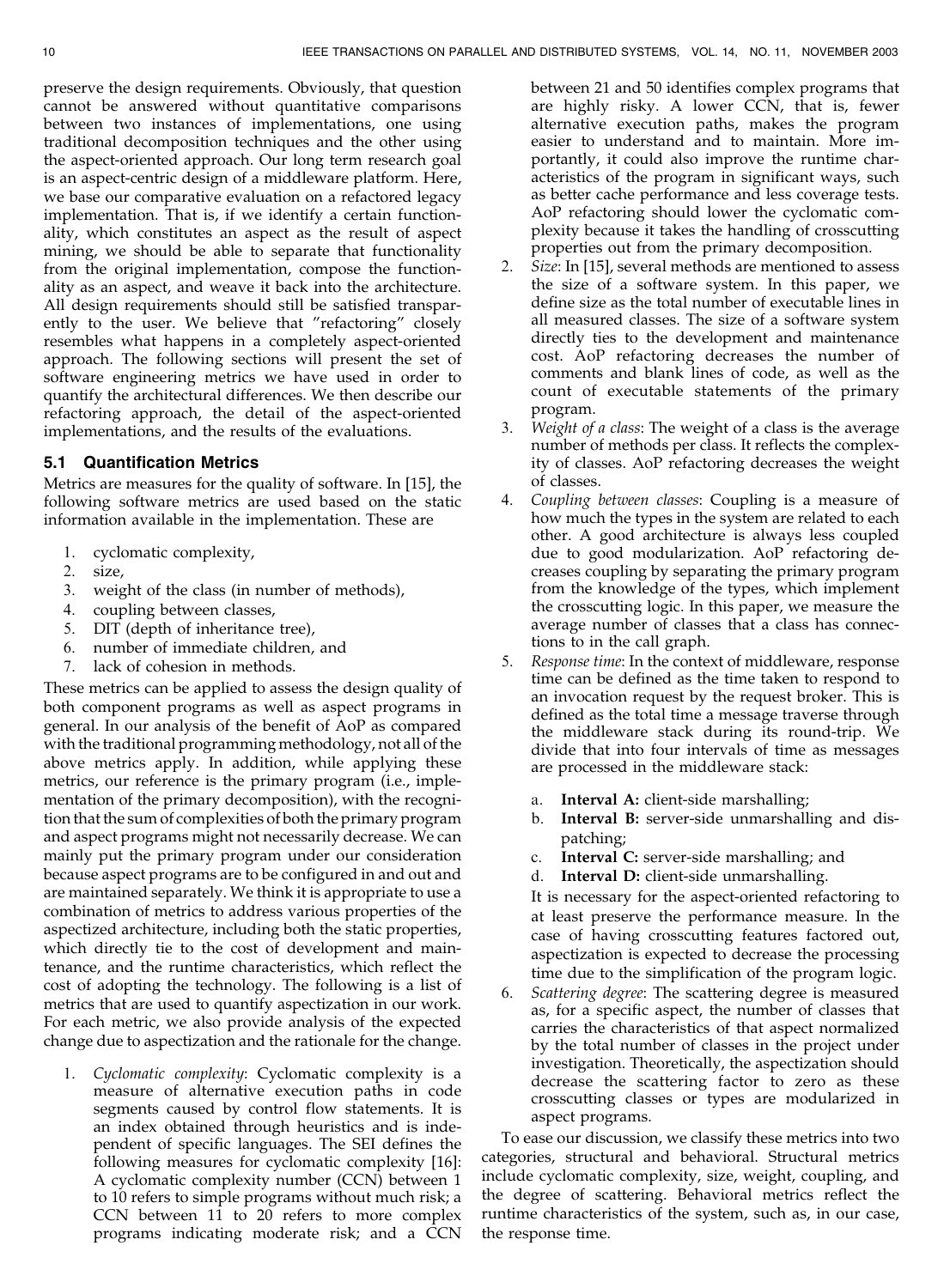preserve the design requirements. Obviously, that question cannot be answered without quantitative comparisons between two instances of implementations, one using traditional decomposition techniques and the other using the aspect-oriented approach. Our long term research goal is an aspect-centric design of a middleware platform. Here, we base our comparative evaluation on a refactored legacy implementation. That is, if we identify a certain functionality, which constitutes an aspect as the result of aspect mining, we should be able to separate that functionality from the original implementation, compose the functionality as an aspect, and weave it back into the architecture. All design requirements should still be satisfied transparently to the user. We believe that "refactoring" closely resembles what happens in a completely aspect-oriented approach. The following sections will present the set of software engineering metrics we have used in order to quantify the architectural differences. We then describe our refactoring approach, the detail of the aspect-oriented implementations, and the results of the evaluations.

### 5.1 Quantification Metrics

Metrics are measures for the quality of software. In [15], the following software metrics are used based on the static information available in the implementation. These are

1. cyclomatic complexity,
2. size,
3. weight of the class (in number of methods),
4. coupling between classes,
5. DIT (depth of inheritance tree),
6. number of immediate children, and
7. lack of cohesion in methods.

These metrics can be applied to assess the design quality of both component programs as well as aspect programs in general. In our analysis of the benefit of AoP as compared with the traditional programming methodology, not all of the above metrics apply. In addition, while applying these metrics, our reference is the primary program (i.e., implementation of the primary decomposition), with the recognition that the sum of complexities of both the primary program and aspect programs might not necessarily decrease. We can mainly put the primary program under our consideration because aspect programs are to be configured in and out and are maintained separately. We think it is appropriate to use a combination of metrics to address various properties of the aspectized architecture, including both the static properties, which directly tie to the cost of development and maintenance, and the runtime characteristics, which reflect the cost of adopting the technology. The following is a list of metrics that are used to quantify aspectization in our work. For each metric, we also provide analysis of the expected change due to aspectization and the rationale for the change.

1. *Cyclomatic complexity*: Cyclomatic complexity is a measure of alternative execution paths in code segments caused by control flow statements. It is an index obtained through heuristics and is independent of specific languages. The SEI defines the following measures for cyclomatic complexity [16]: A cyclomatic complexity number (CCN) between 1 to 10 refers to simple programs without much risk; a CCN between 11 to 20 refers to more complex programs indicating moderate risk; and a CCN between 21 and 50 identifies complex programs that are highly risky. A lower CCN, that is, fewer alternative execution paths, makes the program easier to understand and to maintain. More importantly, it could also improve the runtime characteristics of the program in significant ways, such as better cache performance and less coverage tests. AoP refactoring should lower the cyclomatic complexity because it takes the handling of crosscutting properties out from the primary decomposition.
2. *Size*: In [15], several methods are mentioned to assess the size of a software system. In this paper, we define size as the total number of executable lines in all measured classes. The size of a software system directly ties to the development and maintenance cost. AoP refactoring decreases the number of comments and blank lines of code, as well as the count of executable statements of the primary program.
3. *Weight of a class*: The weight of a class is the average number of methods per class. It reflects the complexity of classes. AoP refactoring decreases the weight of classes.
4. *Coupling between classes*: Coupling is a measure of how much the types in the system are related to each other. A good architecture is always less coupled due to good modularization. AoP refactoring decreases coupling by separating the primary program from the knowledge of the types, which implement the crosscutting logic. In this paper, we measure the average number of classes that a class has connections to in the call graph.
5. *Response time*: In the context of middleware, response time can be defined as the time taken to respond to an invocation request by the request broker. This is defined as the total time a message traverse through the middleware stack during its round-trip. We divide that into four intervals of time as messages are processed in the middleware stack:
   a. **Interval A:** client-side marshalling;
   b. **Interval B:** server-side unmarshalling and dispatching;
   c. **Interval C:** server-side marshalling; and
   d. **Interval D:** client-side unmarshalling.

   It is necessary for the aspect-oriented refactoring to at least preserve the performance measure. In the case of having crosscutting features factored out, aspectization is expected to decrease the processing time due to the simplification of the program logic.
6. *Scattering degree*: The scattering degree is measured as, for a specific aspect, the number of classes that carries the characteristics of that aspect normalized by the total number of classes in the project under investigation. Theoretically, the aspectization should decrease the scattering factor to zero as these crosscutting classes or types are modularized in aspect programs.

To ease our discussion, we classify these metrics into two categories, structural and behavioral. Structural metrics include cyclomatic complexity, size, weight, coupling, and the degree of scattering. Behavioral metrics reflect the runtime characteristics of the system, such as, in our case, the response time.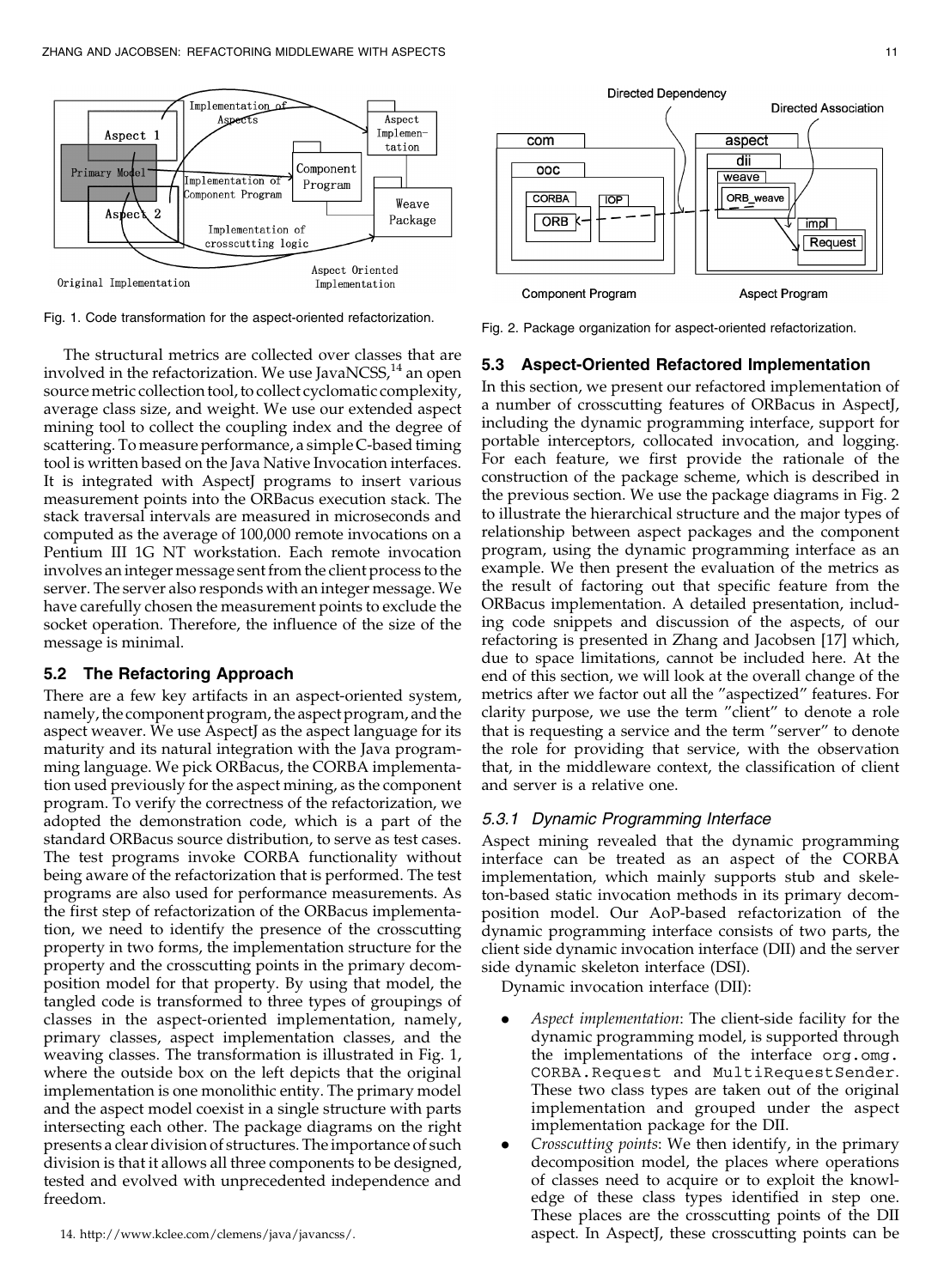Implementation of Aspects

Aspect 1

Primary Model

Aspect 2

Implementation of Component Program

Implementation of crosscutting logic

Aspect Implementation

Component Program

Weave Package

Original Implementation

Aspect Oriented Implementation

Fig. 1. Code transformation for the aspect-oriented refactorization.

Directed Dependency

Directed Association

com

ooc

CORBA

ORB

IOP

aspect

dii

weave

ORB_weave

impl

Request

Component Program

Aspect Program

Fig. 2. Package organization for aspect-oriented refactorization.

The structural metrics are collected over classes that are involved in the refactorization. We use JavaNCSS,[14] an open source metric collection tool, to collect cyclomatic complexity, average class size, and weight. We use our extended aspect mining tool to collect the coupling index and the degree of scattering. To measure performance, a simple C-based timing tool is written based on the Java Native Invocation interfaces. It is integrated with AspectJ programs to insert various measurement points into the ORBacus execution stack. The stack traversal intervals are measured in microseconds and computed as the average of 100,000 remote invocations on a Pentium III 1G NT workstation. Each remote invocation involves an integer message sent from the client process to the server. The server also responds with an integer message. We have carefully chosen the measurement points to exclude the socket operation. Therefore, the influence of the size of the message is minimal.

### 5.2 The Refactoring Approach

There are a few key artifacts in an aspect-oriented system, namely, the component program, the aspect program, and the aspect weaver. We use AspectJ as the aspect language for its maturity and its natural integration with the Java programming language. We pick ORBacus, the CORBA implementation used previously for the aspect mining, as the component program. To verify the correctness of the refactorization, we adopted the demonstration code, which is a part of the standard ORBacus source distribution, to serve as test cases. The test programs invoke CORBA functionality without being aware of the refactorization that is performed. The test programs are also used for performance measurements. As the first step of refactorization of the ORBacus implementation, we need to identify the presence of the crosscutting property in two forms, the implementation structure for the property and the crosscutting points in the primary decomposition model for that property. By using that model, the tangled code is transformed to three types of groupings of classes in the aspect-oriented implementation, namely, primary classes, aspect implementation classes, and the weaving classes. The transformation is illustrated in Fig. 1, where the outside box on the left depicts that the original implementation is one monolithic entity. The primary model and the aspect model coexist in a single structure with parts intersecting each other. The package diagrams on the right presents a clear division of structures. The importance of such division is that it allows all three components to be designed, tested and evolved with unprecedented independence and freedom.

14. http://www.kclee.com/clemens/java/javancss/.

### 5.3 Aspect-Oriented Refactored Implementation

In this section, we present our refactored implementation of a number of crosscutting features of ORBacus in AspectJ, including the dynamic programming interface, support for portable interceptors, collocated invocation, and logging. For each feature, we first provide the rationale of the construction of the package scheme, which is described in the previous section. We use the package diagrams in Fig. 2 to illustrate the hierarchical structure and the major types of relationship between aspect packages and the component program, using the dynamic programming interface as an example. We then present the evaluation of the metrics as the result of factoring out that specific feature from the ORBacus implementation. A detailed presentation, including code snippets and discussion of the aspects, of our refactoring is presented in Zhang and Jacobsen [17] which, due to space limitations, cannot be included here. At the end of this section, we will look at the overall change of the metrics after we factor out all the "aspectized" features. For clarity purpose, we use the term "client" to denote a role that is requesting a service and the term "server" to denote the role for providing that service, with the observation that, in the middleware context, the classification of client and server is a relative one.

#### 5.3.1 Dynamic Programming Interface

Aspect mining revealed that the dynamic programming interface can be treated as an aspect of the CORBA implementation, which mainly supports stub and skeleton-based static invocation methods in its primary decomposition model. Our AoP-based refactorization of the dynamic programming interface consists of two parts, the client side dynamic invocation interface (DII) and the server side dynamic skeleton interface (DSI).

Dynamic invocation interface (DII):

- *Aspect implementation*: The client-side facility for the dynamic programming model, is supported through the implementations of the interface `org.omg.CORBA.Request` and `MultiRequestSender`. These two class types are taken out of the original implementation and grouped under the aspect implementation package for the DII.
- *Crosscutting points*: We then identify, in the primary decomposition model, the places where operations of classes need to acquire or to exploit the knowledge of these class types identified in step one. These places are the crosscutting points of the DII aspect. In AspectJ, these crosscutting points can be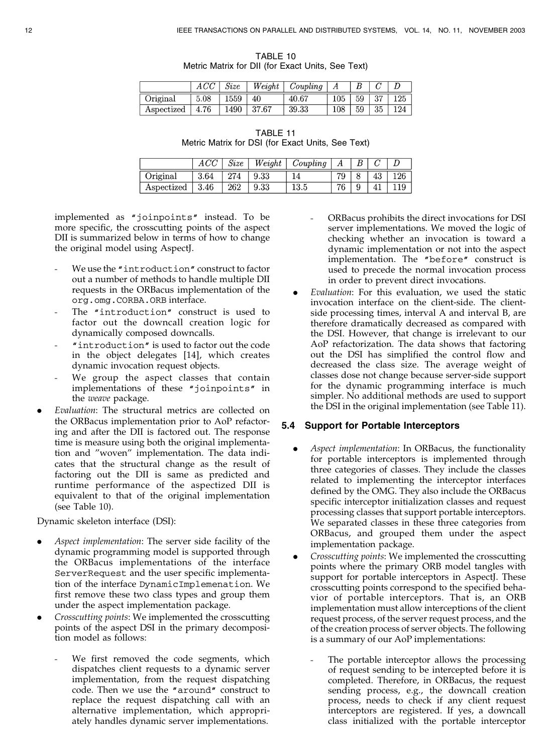TABLE 10
Metric Matrix for DII (for Exact Units, See Text)

| | $ACC$ | $Size$ | $Weight$ | $Coupling$ | $A$ | $B$ | $C$ | $D$ |
|---|---|---|---|---|---|---|---|---|
| Original | 5.08 | 1559 | 40 | 40.67 | 105 | 59 | 37 | 125 |
| Aspectized | 4.76 | 1490 | 37.67 | 39.33 | 108 | 59 | 35 | 124 |

TABLE 11
Metric Matrix for DSI (for Exact Units, See Text)

| | $ACC$ | $Size$ | $Weight$ | $Coupling$ | $A$ | $B$ | $C$ | $D$ |
|---|---|---|---|---|---|---|---|---|
| Original | 3.64 | 274 | 9.33 | 14 | 79 | 8 | 43 | 126 |
| Aspectized | 3.46 | 262 | 9.33 | 13.5 | 76 | 9 | 41 | 119 |

implemented as "joinpoints" instead. To be more specific, the crosscutting points of the aspect DII is summarized below in terms of how to change the original model using AspectJ.

- We use the "introduction" construct to factor out a number of methods to handle multiple DII requests in the ORBacus implementation of the `org.omg.CORBA.ORB` interface.
- The "introduction" construct is used to factor out the downcall creation logic for dynamically composed downcalls.
- "introduction" is used to factor out the code in the object delegates [14], which creates dynamic invocation request objects.
- We group the aspect classes that contain implementations of these "joinpoints" in the *weave* package.

- *Evaluation*: The structural metrics are collected on the ORBacus implementation prior to AoP refactoring and after the DII is factored out. The response time is measure using both the original implementation and "woven" implementation. The data indicates that the structural change as the result of factoring out the DII is same as predicted and runtime performance of the aspectized DII is equivalent to that of the original implementation (see Table 10).

Dynamic skeleton interface (DSI):

- *Aspect implementation*: The server side facility of the dynamic programming model is supported through the ORBacus implementations of the interface `ServerRequest` and the user specific implementation of the interface `DynamicImplemenation`. We first remove these two class types and group them under the aspect implementation package.
- *Crosscutting points*: We implemented the crosscutting points of the aspect DSI in the primary decomposition model as follows:
  - We first removed the code segments, which dispatches client requests to a dynamic server implementation, from the request dispatching code. Then we use the "around" construct to replace the request dispatching call with an alternative implementation, which appropriately handles dynamic server implementations.
  - ORBacus prohibits the direct invocations for DSI server implementations. We moved the logic of checking whether an invocation is toward a dynamic implementation or not into the aspect implementation. The "before" construct is used to precede the normal invocation process in order to prevent direct invocations.
- *Evaluation*: For this evaluation, we used the static invocation interface on the client-side. The client-side processing times, interval A and interval B, are therefore dramatically decreased as compared with the DSI. However, that change is irrelevant to our AoP refactorization. The data shows that factoring out the DSI has simplified the control flow and decreased the class size. The average weight of classes dose not change because server-side support for the dynamic programming interface is much simpler. No additional methods are used to support the DSI in the original implementation (see Table 11).

### 5.4 Support for Portable Interceptors

- *Aspect implementation*: In ORBacus, the functionality for portable interceptors is implemented through three categories of classes. They include the classes related to implementing the interceptor interfaces defined by the OMG. They also include the ORBacus specific interceptor initialization classes and request processing classes that support portable interceptors. We separated classes in these three categories from ORBacus, and grouped them under the aspect implementation package.
- *Crosscutting points*: We implemented the crosscutting points where the primary ORB model tangles with support for portable interceptors in AspectJ. These crosscutting points correspond to the specified behavior of portable interceptors. That is, an ORB implementation must allow interceptions of the client request process, of the server request process, and the of the creation process of server objects. The following is a summary of our AoP implementations:
  - The portable interceptor allows the processing of request sending to be intercepted before it is completed. Therefore, in ORBacus, the request sending process, e.g., the downcall creation process, needs to check if any client request interceptors are registered. If yes, a downcall class initialized with the portable interceptor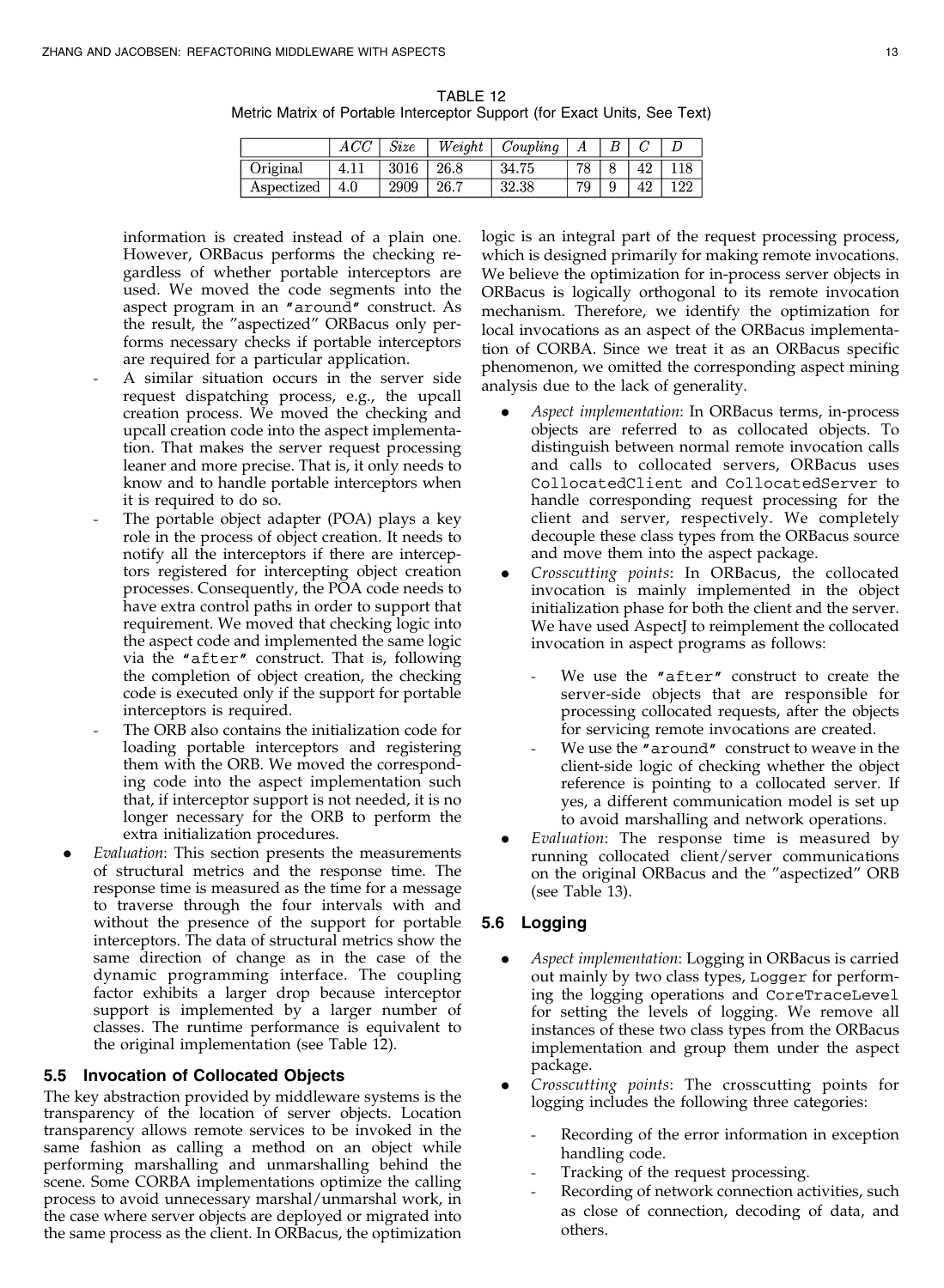TABLE 12
Metric Matrix of Portable Interceptor Support (for Exact Units, See Text)

| | $ACC$ | $Size$ | $Weight$ | $Coupling$ | $A$ | $B$ | $C$ | $D$ |
|---|---|---|---|---|---|---|---|---|
| Original | 4.11 | 3016 | 26.8 | 34.75 | 78 | 8 | 42 | 118 |
| Aspectized | 4.0 | 2909 | 26.7 | 32.38 | 79 | 9 | 42 | 122 |

information is created instead of a plain one. However, ORBacus performs the checking regardless of whether portable interceptors are used. We moved the code segments into the aspect program in an "around" construct. As the result, the "aspectized" ORBacus only performs necessary checks if portable interceptors are required for a particular application.

- A similar situation occurs in the server side request dispatching process, e.g., the upcall creation process. We moved the checking and upcall creation code into the aspect implementation. That makes the server request processing leaner and more precise. That is, it only needs to know and to handle portable interceptors when it is required to do so.
- The portable object adapter (POA) plays a key role in the process of object creation. It needs to notify all the interceptors if there are interceptors registered for intercepting object creation processes. Consequently, the POA code needs to have extra control paths in order to support that requirement. We moved that checking logic into the aspect code and implemented the same logic via the "after" construct. That is, following the completion of object creation, the checking code is executed only if the support for portable interceptors is required.
- The ORB also contains the initialization code for loading portable interceptors and registering them with the ORB. We moved the corresponding code into the aspect implementation such that, if interceptor support is not needed, it is no longer necessary for the ORB to perform the extra initialization procedures.

- *Evaluation*: This section presents the measurements of structural metrics and the response time. The response time is measured as the time for a message to traverse through the four intervals with and without the presence of the support for portable interceptors. The data of structural metrics show the same direction of change as in the case of the dynamic programming interface. The coupling factor exhibits a larger drop because interceptor support is implemented by a larger number of classes. The runtime performance is equivalent to the original implementation (see Table 12).

### 5.5 Invocation of Collocated Objects

The key abstraction provided by middleware systems is the transparency of the location of server objects. Location transparency allows remote services to be invoked in the same fashion as calling a method on an object while performing marshalling and unmarshalling behind the scene. Some CORBA implementations optimize the calling process to avoid unnecessary marshal/unmarshal work, in the case where server objects are deployed or migrated into the same process as the client. In ORBacus, the optimization logic is an integral part of the request processing process, which is designed primarily for making remote invocations. We believe the optimization for in-process server objects in ORBacus is logically orthogonal to its remote invocation mechanism. Therefore, we identify the optimization for local invocations as an aspect of the ORBacus implementation of CORBA. Since we treat it as an ORBacus specific phenomenon, we omitted the corresponding aspect mining analysis due to the lack of generality.

- *Aspect implementation*: In ORBacus terms, in-process objects are referred to as collocated objects. To distinguish between normal remote invocation calls and calls to collocated servers, ORBacus uses `CollocatedClient` and `CollocatedServer` to handle corresponding request processing for the client and server, respectively. We completely decouple these class types from the ORBacus source and move them into the aspect package.
- *Crosscutting points*: In ORBacus, the collocated invocation is mainly implemented in the object initialization phase for both the client and the server. We have used AspectJ to reimplement the collocated invocation in aspect programs as follows:
  - We use the "after" construct to create the server-side objects that are responsible for processing collocated requests, after the objects for servicing remote invocations are created.
  - We use the "around" construct to weave in the client-side logic of checking whether the object reference is pointing to a collocated server. If yes, a different communication model is set up to avoid marshalling and network operations.
- *Evaluation*: The response time is measured by running collocated client/server communications on the original ORBacus and the "aspectized" ORB (see Table 13).

### 5.6 Logging

- *Aspect implementation*: Logging in ORBacus is carried out mainly by two class types, `Logger` for performing the logging operations and `CoreTraceLevel` for setting the levels of logging. We remove all instances of these two class types from the ORBacus implementation and group them under the aspect package.
- *Crosscutting points*: The crosscutting points for logging includes the following three categories:
  - Recording of the error information in exception handling code.
  - Tracking of the request processing.
  - Recording of network connection activities, such as close of connection, decoding of data, and others.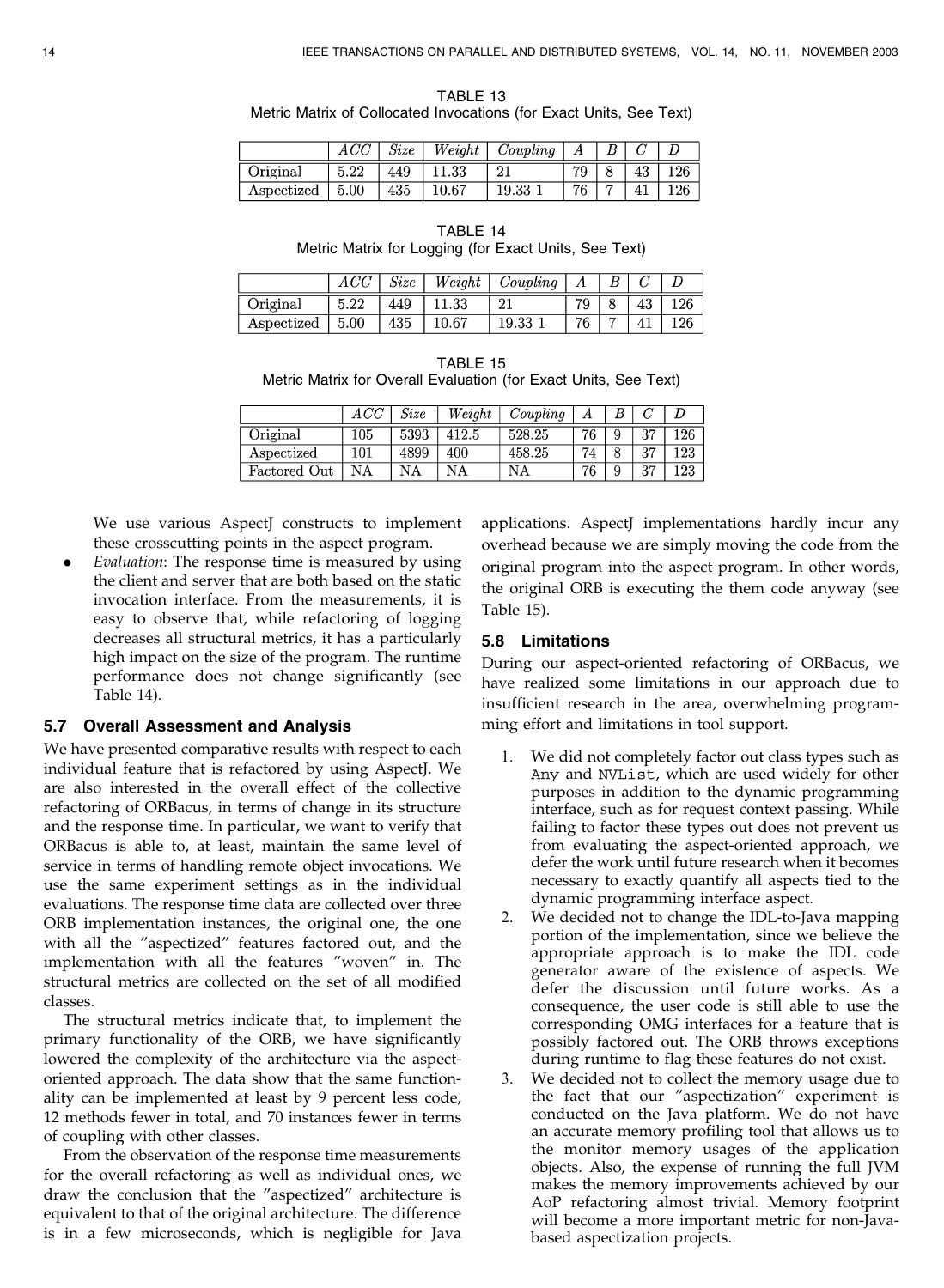TABLE 13
Metric Matrix of Collocated Invocations (for Exact Units, See Text)

| | *ACC* | *Size* | *Weight* | *Coupling* | *A* | *B* | *C* | *D* |
|---|---|---|---|---|---|---|---|---|
| Original | 5.22 | 449 | 11.33 | 21 | 79 | 8 | 43 | 126 |
| Aspectized | 5.00 | 435 | 10.67 | 19.33 1 | 76 | 7 | 41 | 126 |

TABLE 14
Metric Matrix for Logging (for Exact Units, See Text)

| | *ACC* | *Size* | *Weight* | *Coupling* | *A* | *B* | *C* | *D* |
|---|---|---|---|---|---|---|---|---|
| Original | 5.22 | 449 | 11.33 | 21 | 79 | 8 | 43 | 126 |
| Aspectized | 5.00 | 435 | 10.67 | 19.33 1 | 76 | 7 | 41 | 126 |

TABLE 15
Metric Matrix for Overall Evaluation (for Exact Units, See Text)

| | *ACC* | *Size* | *Weight* | *Coupling* | *A* | *B* | *C* | *D* |
|---|---|---|---|---|---|---|---|---|
| Original | 105 | 5393 | 412.5 | 528.25 | 76 | 9 | 37 | 126 |
| Aspectized | 101 | 4899 | 400 | 458.25 | 74 | 8 | 37 | 123 |
| Factored Out | NA | NA | NA | NA | 76 | 9 | 37 | 123 |

We use various AspectJ constructs to implement these crosscutting points in the aspect program.

- *Evaluation*: The response time is measured by using the client and server that are both based on the static invocation interface. From the measurements, it is easy to observe that, while refactoring of logging decreases all structural metrics, it has a particularly high impact on the size of the program. The runtime performance does not change significantly (see Table 14).

### 5.7 Overall Assessment and Analysis

We have presented comparative results with respect to each individual feature that is refactored by using AspectJ. We are also interested in the overall effect of the collective refactoring of ORBacus, in terms of change in its structure and the response time. In particular, we want to verify that ORBacus is able to, at least, maintain the same level of service in terms of handling remote object invocations. We use the same experiment settings as in the individual evaluations. The response time data are collected over three ORB implementation instances, the original one, the one with all the "aspectized" features factored out, and the implementation with all the features "woven" in. The structural metrics are collected on the set of all modified classes.

The structural metrics indicate that, to implement the primary functionality of the ORB, we have significantly lowered the complexity of the architecture via the aspect-oriented approach. The data show that the same functionality can be implemented at least by 9 percent less code, 12 methods fewer in total, and 70 instances fewer in terms of coupling with other classes.

From the observation of the response time measurements for the overall refactoring as well as individual ones, we draw the conclusion that the "aspectized" architecture is equivalent to that of the original architecture. The difference is in a few microseconds, which is negligible for Java applications. AspectJ implementations hardly incur any overhead because we are simply moving the code from the original program into the aspect program. In other words, the original ORB is executing the them code anyway (see Table 15).

### 5.8 Limitations

During our aspect-oriented refactoring of ORBacus, we have realized some limitations in our approach due to insufficient research in the area, overwhelming programming effort and limitations in tool support.

1. We did not completely factor out class types such as `Any` and `NVList`, which are used widely for other purposes in addition to the dynamic programming interface, such as for request context passing. While failing to factor these types out does not prevent us from evaluating the aspect-oriented approach, we defer the work until future research when it becomes necessary to exactly quantify all aspects tied to the dynamic programming interface aspect.
2. We decided not to change the IDL-to-Java mapping portion of the implementation, since we believe the appropriate approach is to make the IDL code generator aware of the existence of aspects. We defer the discussion until future works. As a consequence, the user code is still able to use the corresponding OMG interfaces for a feature that is possibly factored out. The ORB throws exceptions during runtime to flag these features do not exist.
3. We decided not to collect the memory usage due to the fact that our "aspectization" experiment is conducted on the Java platform. We do not have an accurate memory profiling tool that allows us to the monitor memory usages of the application objects. Also, the expense of running the full JVM makes the memory improvements achieved by our AoP refactoring almost trivial. Memory footprint will become a more important metric for non-Java-based aspectization projects.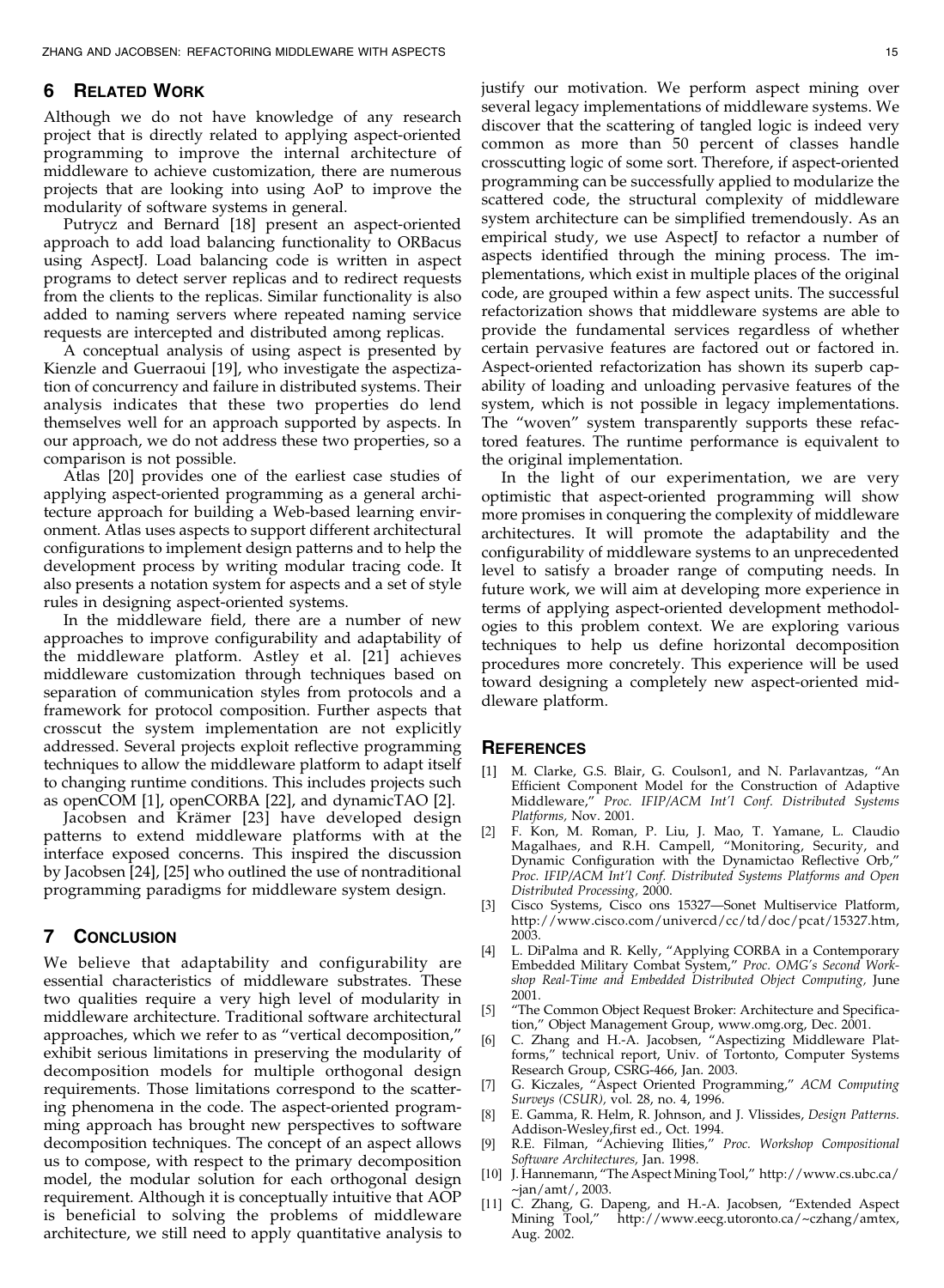## 6 Related Work

Although we do not have knowledge of any research project that is directly related to applying aspect-oriented programming to improve the internal architecture of middleware to achieve customization, there are numerous projects that are looking into using AoP to improve the modularity of software systems in general.

Putrycz and Bernard [18] present an aspect-oriented approach to add load balancing functionality to ORBacus using AspectJ. Load balancing code is written in aspect programs to detect server replicas and to redirect requests from the clients to the replicas. Similar functionality is also added to naming servers where repeated naming service requests are intercepted and distributed among replicas.

A conceptual analysis of using aspect is presented by Kienzle and Guerraoui [19], who investigate the aspectization of concurrency and failure in distributed systems. Their analysis indicates that these two properties do lend themselves well for an approach supported by aspects. In our approach, we do not address these two properties, so a comparison is not possible.

Atlas [20] provides one of the earliest case studies of applying aspect-oriented programming as a general architecture approach for building a Web-based learning environment. Atlas uses aspects to support different architectural configurations to implement design patterns and to help the development process by writing modular tracing code. It also presents a notation system for aspects and a set of style rules in designing aspect-oriented systems.

In the middleware field, there are a number of new approaches to improve configurability and adaptability of the middleware platform. Astley et al. [21] achieves middleware customization through techniques based on separation of communication styles from protocols and a framework for protocol composition. Further aspects that crosscut the system implementation are not explicitly addressed. Several projects exploit reflective programming techniques to allow the middleware platform to adapt itself to changing runtime conditions. This includes projects such as openCOM [1], openCORBA [22], and dynamicTAO [2].

Jacobsen and Krämer [23] have developed design patterns to extend middleware platforms with at the interface exposed concerns. This inspired the discussion by Jacobsen [24], [25] who outlined the use of nontraditional programming paradigms for middleware system design.

## 7 Conclusion

We believe that adaptability and configurability are essential characteristics of middleware substrates. These two qualities require a very high level of modularity in middleware architecture. Traditional software architectural approaches, which we refer to as "vertical decomposition," exhibit serious limitations in preserving the modularity of decomposition models for multiple orthogonal design requirements. Those limitations correspond to the scattering phenomena in the code. The aspect-oriented programming approach has brought new perspectives to software decomposition techniques. The concept of an aspect allows us to compose, with respect to the primary decomposition model, the modular solution for each orthogonal design requirement. Although it is conceptually intuitive that AOP is beneficial to solving the problems of middleware architecture, we still need to apply quantitative analysis to justify our motivation. We perform aspect mining over several legacy implementations of middleware systems. We discover that the scattering of tangled logic is indeed very common as more than 50 percent of classes handle crosscutting logic of some sort. Therefore, if aspect-oriented programming can be successfully applied to modularize the scattered code, the structural complexity of middleware system architecture can be simplified tremendously. As an empirical study, we use AspectJ to refactor a number of aspects identified through the mining process. The implementations, which exist in multiple places of the original code, are grouped within a few aspect units. The successful refactorization shows that middleware systems are able to provide the fundamental services regardless of whether certain pervasive features are factored out or factored in. Aspect-oriented refactorization has shown its superb capability of loading and unloading pervasive features of the system, which is not possible in legacy implementations. The "woven" system transparently supports these refactored features. The runtime performance is equivalent to the original implementation.

In the light of our experimentation, we are very optimistic that aspect-oriented programming will show more promises in conquering the complexity of middleware architectures. It will promote the adaptability and the configurability of middleware systems to an unprecedented level to satisfy a broader range of computing needs. In future work, we will aim at developing more experience in terms of applying aspect-oriented development methodologies to this problem context. We are exploring various techniques to help us define horizontal decomposition procedures more concretely. This experience will be used toward designing a completely new aspect-oriented middleware platform.

## References

[1] M. Clarke, G.S. Blair, G. Coulson1, and N. Parlavantzas, "An Efficient Component Model for the Construction of Adaptive Middleware," *Proc. IFIP/ACM Int'l Conf. Distributed Systems Platforms,* Nov. 2001.

[2] F. Kon, M. Roman, P. Liu, J. Mao, T. Yamane, L. Claudio Magalhaes, and R.H. Campell, "Monitoring, Security, and Dynamic Configuration with the Dynamictao Reflective Orb," *Proc. IFIP/ACM Int'l Conf. Distributed Systems Platforms and Open Distributed Processing,* 2000.

[3] Cisco Systems, Cisco ons 15327—Sonet Multiservice Platform, http://www.cisco.com/univercd/cc/td/doc/pcat/15327.htm, 2003.

[4] L. DiPalma and R. Kelly, "Applying CORBA in a Contemporary Embedded Military Combat System," *Proc. OMG's Second Workshop Real-Time and Embedded Distributed Object Computing,* June 2001.

[5] "The Common Object Request Broker: Architecture and Specification," Object Management Group, www.omg.org, Dec. 2001.

[6] C. Zhang and H.-A. Jacobsen, "Aspectizing Middleware Platforms," technical report, Univ. of Tortonto, Computer Systems Research Group, CSRG-466, Jan. 2003.

[7] G. Kiczales, "Aspect Oriented Programming," *ACM Computing Surveys (CSUR),* vol. 28, no. 4, 1996.

[8] E. Gamma, R. Helm, R. Johnson, and J. Vlissides, *Design Patterns.* Addison-Wesley,first ed., Oct. 1994.

[9] R.E. Filman, "Achieving Ilities," *Proc. Workshop Compositional Software Architectures,* Jan. 1998.

[10] J. Hannemann, "The Aspect Mining Tool," http://www.cs.ubc.ca/~jan/amt/, 2003.

[11] C. Zhang, G. Dapeng, and H.-A. Jacobsen, "Extended Aspect Mining Tool," http://www.eecg.utoronto.ca/~czhang/amtex, Aug. 2002.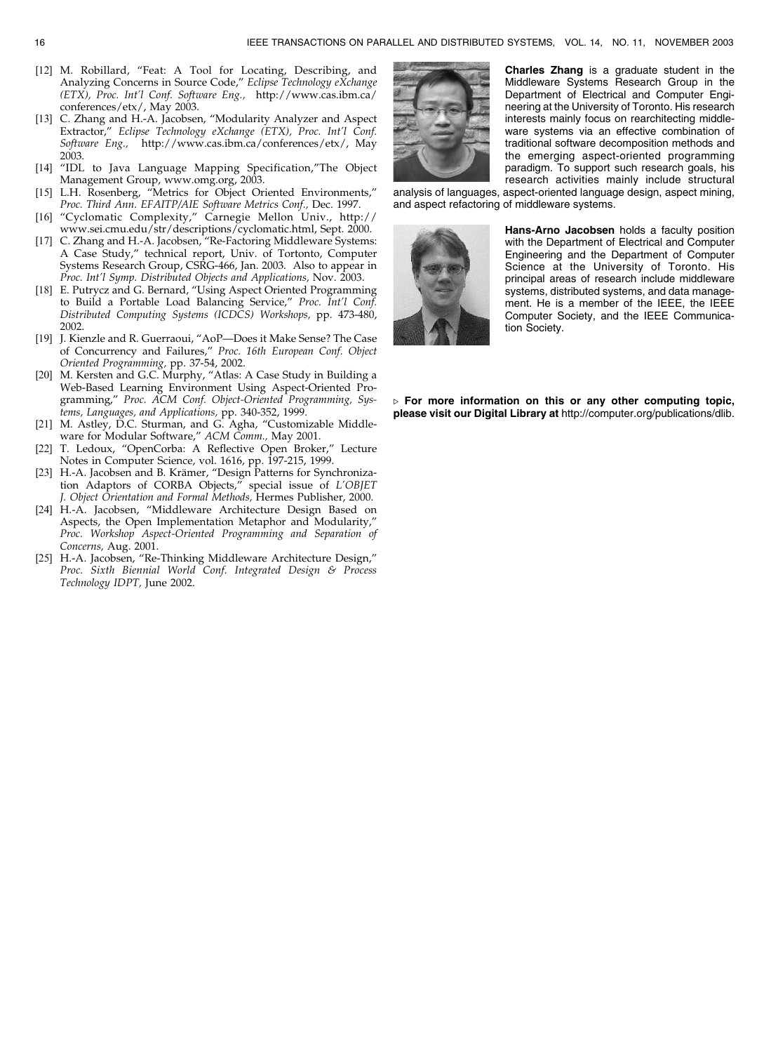[12] M. Robillard, "Feat: A Tool for Locating, Describing, and Analyzing Concerns in Source Code," *Eclipse Technology eXchange (ETX), Proc. Int'l Conf. Software Eng.,* http://www.cas.ibm.ca/conferences/etx/, May 2003.

[13] C. Zhang and H.-A. Jacobsen, "Modularity Analyzer and Aspect Extractor," *Eclipse Technology eXchange (ETX), Proc. Int'l Conf. Software Eng.,* http://www.cas.ibm.ca/conferences/etx/, May 2003.

[14] "IDL to Java Language Mapping Specification,"The Object Management Group, www.omg.org, 2003.

[15] L.H. Rosenberg, "Metrics for Object Oriented Environments," *Proc. Third Ann. EFAITP/AIE Software Metrics Conf.,* Dec. 1997.

[16] "Cyclomatic Complexity," Carnegie Mellon Univ., http://www.sei.cmu.edu/str/descriptions/cyclomatic.html, Sept. 2000.

[17] C. Zhang and H.-A. Jacobsen, "Re-Factoring Middleware Systems: A Case Study," technical report, Univ. of Tortonto, Computer Systems Research Group, CSRG-466, Jan. 2003. Also to appear in *Proc. Int'l Symp. Distributed Objects and Applications,* Nov. 2003.

[18] E. Putrycz and G. Bernard, "Using Aspect Oriented Programming to Build a Portable Load Balancing Service," *Proc. Int'l Conf. Distributed Computing Systems (ICDCS) Workshops,* pp. 473-480, 2002.

[19] J. Kienzle and R. Guerraoui, "AoP—Does it Make Sense? The Case of Concurrency and Failures," *Proc. 16th European Conf. Object Oriented Programming,* pp. 37-54, 2002.

[20] M. Kersten and G.C. Murphy, "Atlas: A Case Study in Building a Web-Based Learning Environment Using Aspect-Oriented Programming," *Proc. ACM Conf. Object-Oriented Programming, Systems, Languages, and Applications,* pp. 340-352, 1999.

[21] M. Astley, D.C. Sturman, and G. Agha, "Customizable Middleware for Modular Software," *ACM Comm.,* May 2001.

[22] T. Ledoux, "OpenCorba: A Reflective Open Broker," Lecture Notes in Computer Science, vol. 1616, pp. 197-215, 1999.

[23] H.-A. Jacobsen and B. Krämer, "Design Patterns for Synchronization Adaptors of CORBA Objects," special issue of *L'OBJET J. Object Orientation and Formal Methods,* Hermes Publisher, 2000.

[24] H.-A. Jacobsen, "Middleware Architecture Design Based on Aspects, the Open Implementation Metaphor and Modularity," *Proc. Workshop Aspect-Oriented Programming and Separation of Concerns,* Aug. 2001.

[25] H.-A. Jacobsen, "Re-Thinking Middleware Architecture Design," *Proc. Sixth Biennial World Conf. Integrated Design & Process Technology IDPT,* June 2002.

**Charles Zhang** is a graduate student in the Middleware Systems Research Group in the Department of Electrical and Computer Engineering at the University of Toronto. His research interests mainly focus on rearchitecting middleware systems via an effective combination of traditional software decomposition methods and the emerging aspect-oriented programming paradigm. To support such research goals, his research activities mainly include structural analysis of languages, aspect-oriented language design, aspect mining, and aspect refactoring of middleware systems.

**Hans-Arno Jacobsen** holds a faculty position with the Department of Electrical and Computer Engineering and the Department of Computer Science at the University of Toronto. His principal areas of research include middleware systems, distributed systems, and data management. He is a member of the IEEE, the IEEE Computer Society, and the IEEE Communication Society.

▷ **For more information on this or any other computing topic, please visit our Digital Library at** http://computer.org/publications/dlib.